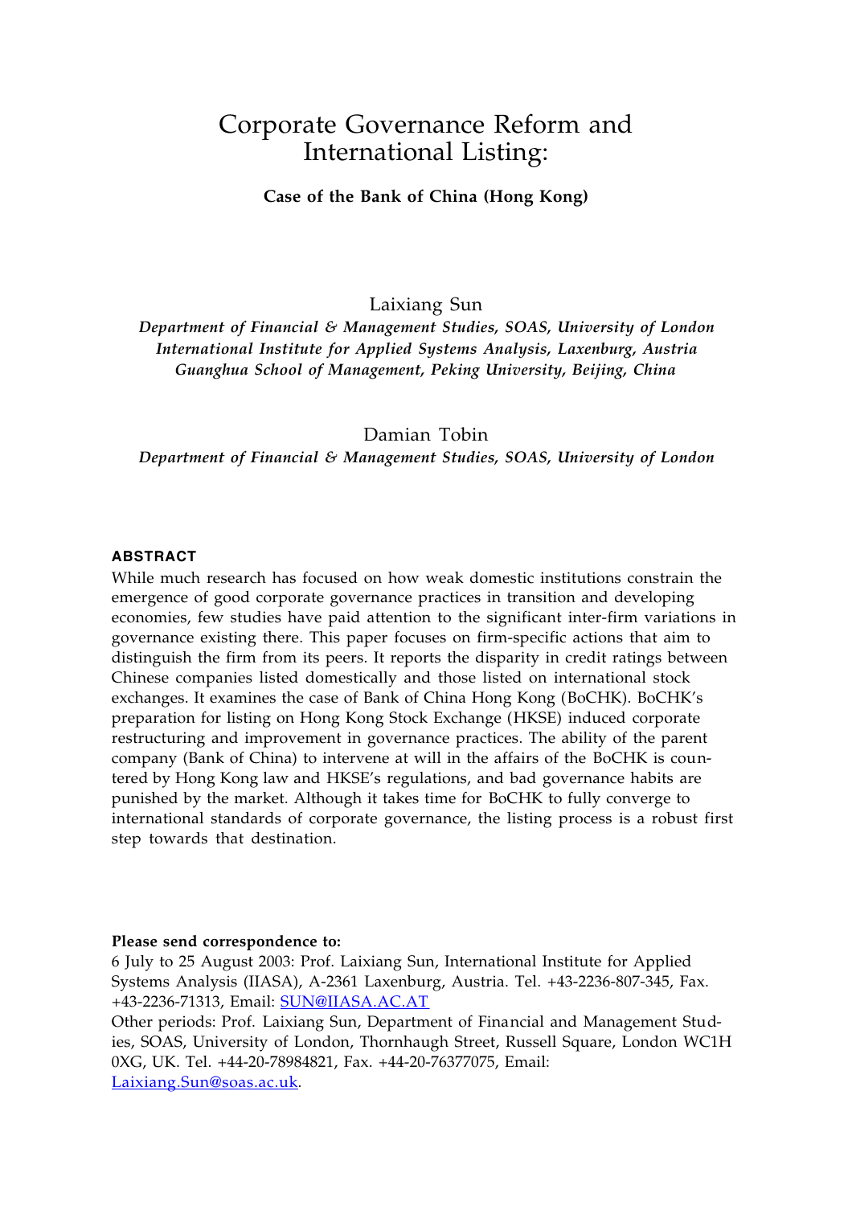# Corporate Governance Reform and International Listing:

**Case of the Bank of China (Hong Kong)**

Laixiang Sun

*Department of Financial & Management Studies, SOAS, University of London*
*International Institute for Applied Systems Analysis, Laxenburg, Austria*
*Guanghua School of Management, Peking University, Beijing, China*

Damian Tobin

*Department of Financial & Management Studies, SOAS, University of London*

## ABSTRACT

While much research has focused on how weak domestic institutions constrain the emergence of good corporate governance practices in transition and developing economies, few studies have paid attention to the significant inter-firm variations in governance existing there. This paper focuses on firm-specific actions that aim to distinguish the firm from its peers. It reports the disparity in credit ratings between Chinese companies listed domestically and those listed on international stock exchanges. It examines the case of Bank of China Hong Kong (BoCHK). BoCHK's preparation for listing on Hong Kong Stock Exchange (HKSE) induced corporate restructuring and improvement in governance practices. The ability of the parent company (Bank of China) to intervene at will in the affairs of the BoCHK is countered by Hong Kong law and HKSE's regulations, and bad governance habits are punished by the market. Although it takes time for BoCHK to fully converge to international standards of corporate governance, the listing process is a robust first step towards that destination.

**Please send correspondence to:**
6 July to 25 August 2003: Prof. Laixiang Sun, International Institute for Applied Systems Analysis (IIASA), A-2361 Laxenburg, Austria. Tel. +43-2236-807-345, Fax. +43-2236-71313, Email: SUN@IIASA.AC.AT
Other periods: Prof. Laixiang Sun, Department of Financial and Management Studies, SOAS, University of London, Thornhaugh Street, Russell Square, London WC1H 0XG, UK. Tel. +44-20-78984821, Fax. +44-20-76377075, Email: Laixiang.Sun@soas.ac.uk.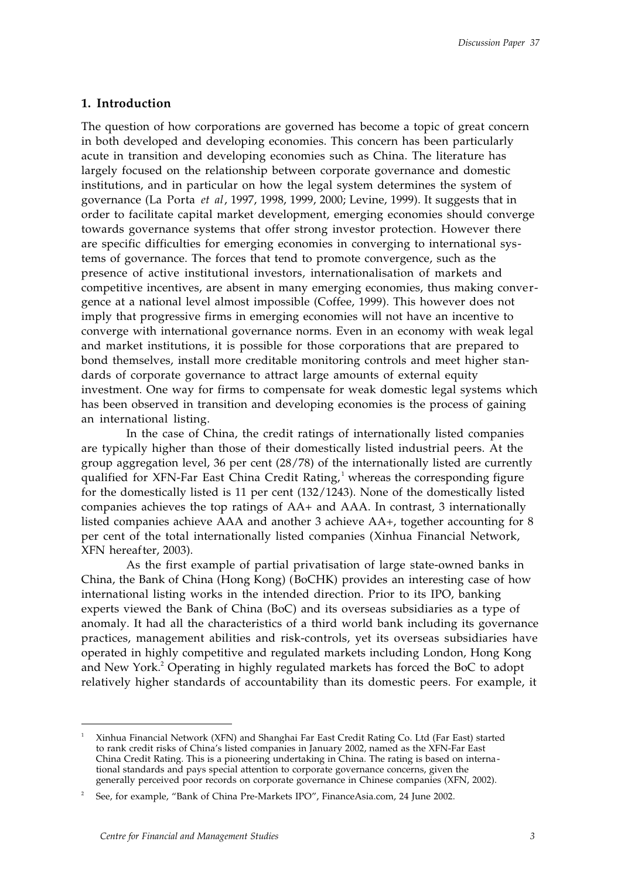## 1. Introduction

The question of how corporations are governed has become a topic of great concern in both developed and developing economies. This concern has been particularly acute in transition and developing economies such as China. The literature has largely focused on the relationship between corporate governance and domestic institutions, and in particular on how the legal system determines the system of governance (La Porta *et al*, 1997, 1998, 1999, 2000; Levine, 1999). It suggests that in order to facilitate capital market development, emerging economies should converge towards governance systems that offer strong investor protection. However there are specific difficulties for emerging economies in converging to international systems of governance. The forces that tend to promote convergence, such as the presence of active institutional investors, internationalisation of markets and competitive incentives, are absent in many emerging economies, thus making convergence at a national level almost impossible (Coffee, 1999). This however does not imply that progressive firms in emerging economies will not have an incentive to converge with international governance norms. Even in an economy with weak legal and market institutions, it is possible for those corporations that are prepared to bond themselves, install more creditable monitoring controls and meet higher standards of corporate governance to attract large amounts of external equity investment. One way for firms to compensate for weak domestic legal systems which has been observed in transition and developing economies is the process of gaining an international listing.

In the case of China, the credit ratings of internationally listed companies are typically higher than those of their domestically listed industrial peers. At the group aggregation level, 36 per cent (28/78) of the internationally listed are currently qualified for XFN-Far East China Credit Rating,[1] whereas the corresponding figure for the domestically listed is 11 per cent (132/1243). None of the domestically listed companies achieves the top ratings of AA+ and AAA. In contrast, 3 internationally listed companies achieve AAA and another 3 achieve AA+, together accounting for 8 per cent of the total internationally listed companies (Xinhua Financial Network, XFN hereafter, 2003).

As the first example of partial privatisation of large state-owned banks in China, the Bank of China (Hong Kong) (BoCHK) provides an interesting case of how international listing works in the intended direction. Prior to its IPO, banking experts viewed the Bank of China (BoC) and its overseas subsidiaries as a type of anomaly. It had all the characteristics of a third world bank including its governance practices, management abilities and risk-controls, yet its overseas subsidiaries have operated in highly competitive and regulated markets including London, Hong Kong and New York.[2] Operating in highly regulated markets has forced the BoC to adopt relatively higher standards of accountability than its domestic peers. For example, it

[1] Xinhua Financial Network (XFN) and Shanghai Far East Credit Rating Co. Ltd (Far East) started to rank credit risks of China's listed companies in January 2002, named as the XFN-Far East China Credit Rating. This is a pioneering undertaking in China. The rating is based on international standards and pays special attention to corporate governance concerns, given the generally perceived poor records on corporate governance in Chinese companies (XFN, 2002).

[2] See, for example, "Bank of China Pre-Markets IPO", FinanceAsia.com, 24 June 2002.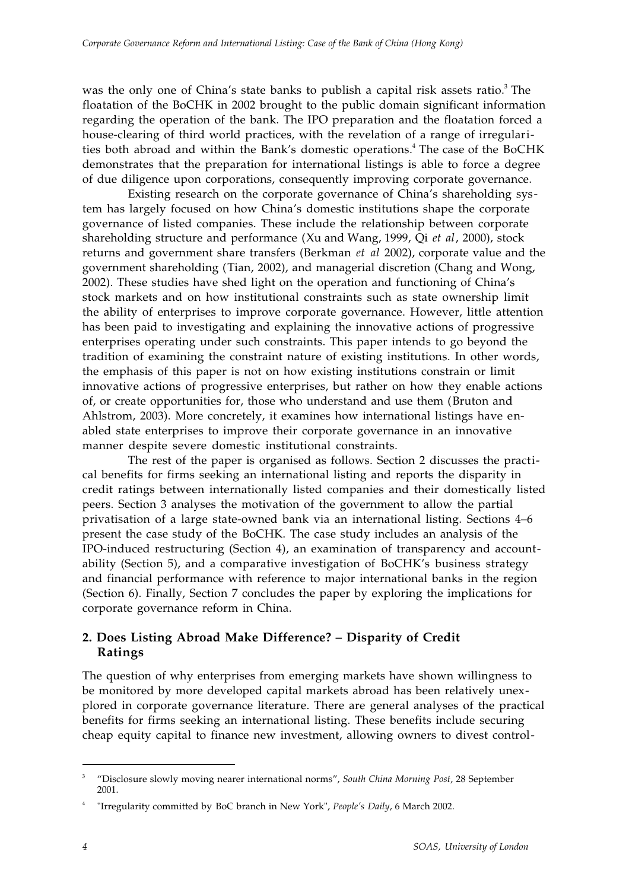was the only one of China's state banks to publish a capital risk assets ratio.[3] The floatation of the BoCHK in 2002 brought to the public domain significant information regarding the operation of the bank. The IPO preparation and the floatation forced a house-clearing of third world practices, with the revelation of a range of irregularities both abroad and within the Bank's domestic operations.[4] The case of the BoCHK demonstrates that the preparation for international listings is able to force a degree of due diligence upon corporations, consequently improving corporate governance.

Existing research on the corporate governance of China's shareholding system has largely focused on how China's domestic institutions shape the corporate governance of listed companies. These include the relationship between corporate shareholding structure and performance (Xu and Wang, 1999, Qi *et al*, 2000), stock returns and government share transfers (Berkman *et al* 2002), corporate value and the government shareholding (Tian, 2002), and managerial discretion (Chang and Wong, 2002). These studies have shed light on the operation and functioning of China's stock markets and on how institutional constraints such as state ownership limit the ability of enterprises to improve corporate governance. However, little attention has been paid to investigating and explaining the innovative actions of progressive enterprises operating under such constraints. This paper intends to go beyond the tradition of examining the constraint nature of existing institutions. In other words, the emphasis of this paper is not on how existing institutions constrain or limit innovative actions of progressive enterprises, but rather on how they enable actions of, or create opportunities for, those who understand and use them (Bruton and Ahlstrom, 2003). More concretely, it examines how international listings have enabled state enterprises to improve their corporate governance in an innovative manner despite severe domestic institutional constraints.

The rest of the paper is organised as follows. Section 2 discusses the practical benefits for firms seeking an international listing and reports the disparity in credit ratings between internationally listed companies and their domestically listed peers. Section 3 analyses the motivation of the government to allow the partial privatisation of a large state-owned bank via an international listing. Sections 4–6 present the case study of the BoCHK. The case study includes an analysis of the IPO-induced restructuring (Section 4), an examination of transparency and accountability (Section 5), and a comparative investigation of BoCHK's business strategy and financial performance with reference to major international banks in the region (Section 6). Finally, Section 7 concludes the paper by exploring the implications for corporate governance reform in China.

## 2. Does Listing Abroad Make Difference? – Disparity of Credit Ratings

The question of why enterprises from emerging markets have shown willingness to be monitored by more developed capital markets abroad has been relatively unexplored in corporate governance literature. There are general analyses of the practical benefits for firms seeking an international listing. These benefits include securing cheap equity capital to finance new investment, allowing owners to divest control-

---

[3] "Disclosure slowly moving nearer international norms", *South China Morning Post*, 28 September 2001.

[4] "Irregularity committed by BoC branch in New York", *People's Daily*, 6 March 2002.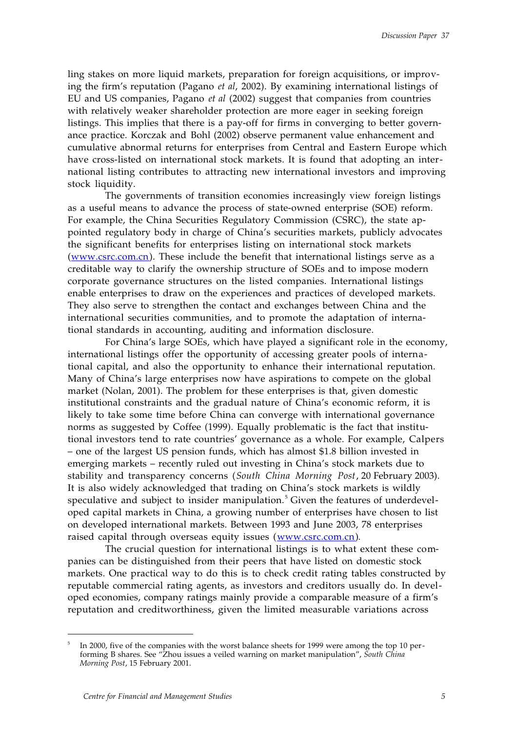ling stakes on more liquid markets, preparation for foreign acquisitions, or improving the firm's reputation (Pagano *et al*, 2002). By examining international listings of EU and US companies, Pagano *et al* (2002) suggest that companies from countries with relatively weaker shareholder protection are more eager in seeking foreign listings. This implies that there is a pay-off for firms in converging to better governance practice. Korczak and Bohl (2002) observe permanent value enhancement and cumulative abnormal returns for enterprises from Central and Eastern Europe which have cross-listed on international stock markets. It is found that adopting an international listing contributes to attracting new international investors and improving stock liquidity.

The governments of transition economies increasingly view foreign listings as a useful means to advance the process of state-owned enterprise (SOE) reform. For example, the China Securities Regulatory Commission (CSRC), the state appointed regulatory body in charge of China's securities markets, publicly advocates the significant benefits for enterprises listing on international stock markets (www.csrc.com.cn). These include the benefit that international listings serve as a creditable way to clarify the ownership structure of SOEs and to impose modern corporate governance structures on the listed companies. International listings enable enterprises to draw on the experiences and practices of developed markets. They also serve to strengthen the contact and exchanges between China and the international securities communities, and to promote the adaptation of international standards in accounting, auditing and information disclosure.

For China's large SOEs, which have played a significant role in the economy, international listings offer the opportunity of accessing greater pools of international capital, and also the opportunity to enhance their international reputation. Many of China's large enterprises now have aspirations to compete on the global market (Nolan, 2001). The problem for these enterprises is that, given domestic institutional constraints and the gradual nature of China's economic reform, it is likely to take some time before China can converge with international governance norms as suggested by Coffee (1999). Equally problematic is the fact that institutional investors tend to rate countries' governance as a whole. For example, Calpers – one of the largest US pension funds, which has almost $1.8 billion invested in emerging markets – recently ruled out investing in China's stock markets due to stability and transparency concerns (*South China Morning Post*, 20 February 2003). It is also widely acknowledged that trading on China's stock markets is wildly speculative and subject to insider manipulation.[5] Given the features of underdeveloped capital markets in China, a growing number of enterprises have chosen to list on developed international markets. Between 1993 and June 2003, 78 enterprises raised capital through overseas equity issues (www.csrc.com.cn).

The crucial question for international listings is to what extent these companies can be distinguished from their peers that have listed on domestic stock markets. One practical way to do this is to check credit rating tables constructed by reputable commercial rating agents, as investors and creditors usually do. In developed economies, company ratings mainly provide a comparable measure of a firm's reputation and creditworthiness, given the limited measurable variations across

---

[5] In 2000, five of the companies with the worst balance sheets for 1999 were among the top 10 performing B shares. See "Zhou issues a veiled warning on market manipulation", *South China Morning Post*, 15 February 2001.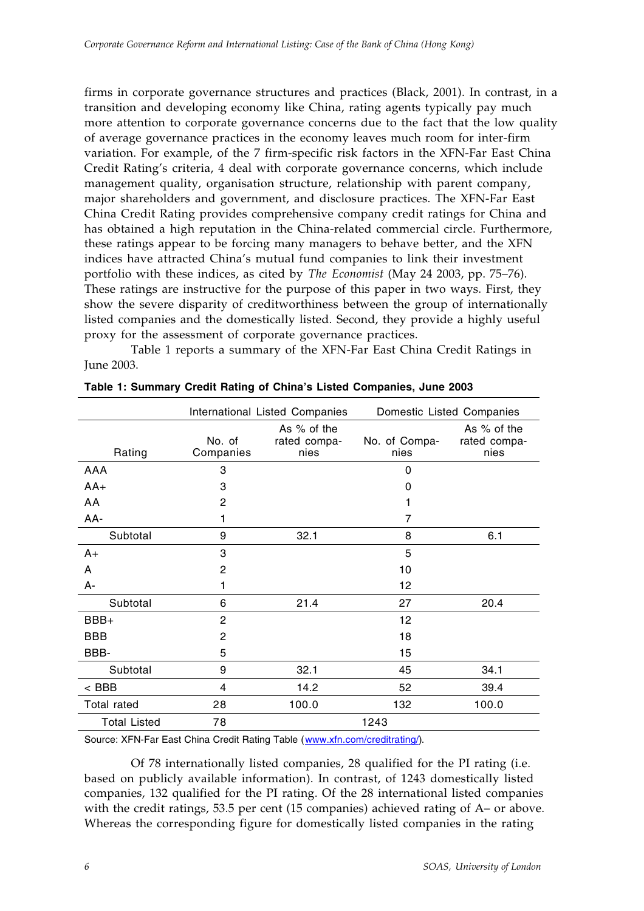firms in corporate governance structures and practices (Black, 2001). In contrast, in a transition and developing economy like China, rating agents typically pay much more attention to corporate governance concerns due to the fact that the low quality of average governance practices in the economy leaves much room for inter-firm variation. For example, of the 7 firm-specific risk factors in the XFN-Far East China Credit Rating's criteria, 4 deal with corporate governance concerns, which include management quality, organisation structure, relationship with parent company, major shareholders and government, and disclosure practices. The XFN-Far East China Credit Rating provides comprehensive company credit ratings for China and has obtained a high reputation in the China-related commercial circle. Furthermore, these ratings appear to be forcing many managers to behave better, and the XFN indices have attracted China's mutual fund companies to link their investment portfolio with these indices, as cited by *The Economist* (May 24 2003, pp. 75–76). These ratings are instructive for the purpose of this paper in two ways. First, they show the severe disparity of creditworthiness between the group of internationally listed companies and the domestically listed. Second, they provide a highly useful proxy for the assessment of corporate governance practices.

Table 1 reports a summary of the XFN-Far East China Credit Ratings in June 2003.

**Table 1: Summary Credit Rating of China's Listed Companies, June 2003**

| | International Listed Companies | | Domestic Listed Companies | |
|---|---|---|---|---|
| Rating | No. of Companies | As % of the rated companies | No. of Companies | As % of the rated companies |
| AAA | 3 | | 0 | |
| AA+ | 3 | | 0 | |
| AA | 2 | | 1 | |
| AA- | 1 | | 7 | |
| Subtotal | 9 | 32.1 | 8 | 6.1 |
| A+ | 3 | | 5 | |
| A | 2 | | 10 | |
| A- | 1 | | 12 | |
| Subtotal | 6 | 21.4 | 27 | 20.4 |
| BBB+ | 2 | | 12 | |
| BBB | 2 | | 18 | |
| BBB- | 5 | | 15 | |
| Subtotal | 9 | 32.1 | 45 | 34.1 |
| < BBB | 4 | 14.2 | 52 | 39.4 |
| Total rated | 28 | 100.0 | 132 | 100.0 |
| Total Listed | 78 | | 1243 | |

Source: XFN-Far East China Credit Rating Table (www.xfn.com/creditrating/).

Of 78 internationally listed companies, 28 qualified for the PI rating (i.e. based on publicly available information). In contrast, of 1243 domestically listed companies, 132 qualified for the PI rating. Of the 28 international listed companies with the credit ratings, 53.5 per cent (15 companies) achieved rating of A– or above. Whereas the corresponding figure for domestically listed companies in the rating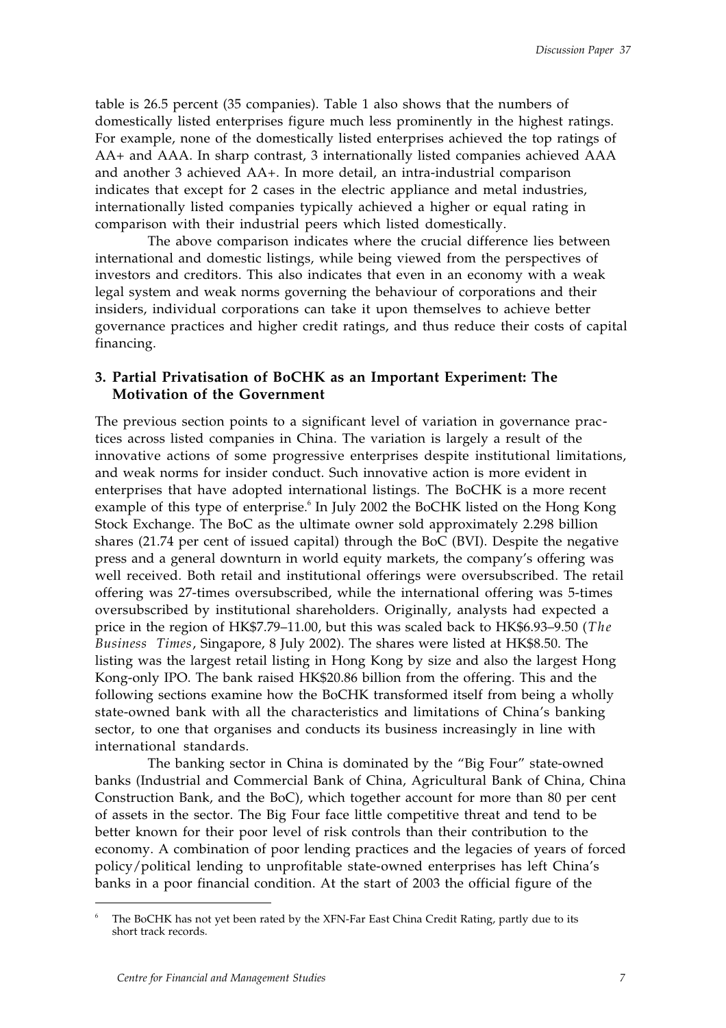table is 26.5 percent (35 companies). Table 1 also shows that the numbers of domestically listed enterprises figure much less prominently in the highest ratings. For example, none of the domestically listed enterprises achieved the top ratings of AA+ and AAA. In sharp contrast, 3 internationally listed companies achieved AAA and another 3 achieved AA+. In more detail, an intra-industrial comparison indicates that except for 2 cases in the electric appliance and metal industries, internationally listed companies typically achieved a higher or equal rating in comparison with their industrial peers which listed domestically.

The above comparison indicates where the crucial difference lies between international and domestic listings, while being viewed from the perspectives of investors and creditors. This also indicates that even in an economy with a weak legal system and weak norms governing the behaviour of corporations and their insiders, individual corporations can take it upon themselves to achieve better governance practices and higher credit ratings, and thus reduce their costs of capital financing.

## 3. Partial Privatisation of BoCHK as an Important Experiment: The Motivation of the Government

The previous section points to a significant level of variation in governance practices across listed companies in China. The variation is largely a result of the innovative actions of some progressive enterprises despite institutional limitations, and weak norms for insider conduct. Such innovative action is more evident in enterprises that have adopted international listings. The BoCHK is a more recent example of this type of enterprise.[6] In July 2002 the BoCHK listed on the Hong Kong Stock Exchange. The BoC as the ultimate owner sold approximately 2.298 billion shares (21.74 per cent of issued capital) through the BoC (BVI). Despite the negative press and a general downturn in world equity markets, the company's offering was well received. Both retail and institutional offerings were oversubscribed. The retail offering was 27-times oversubscribed, while the international offering was 5-times oversubscribed by institutional shareholders. Originally, analysts had expected a price in the region of HK$7.79–11.00, but this was scaled back to HK$6.93–9.50 (*The Business Times*, Singapore, 8 July 2002). The shares were listed at HK$8.50. The listing was the largest retail listing in Hong Kong by size and also the largest Hong Kong-only IPO. The bank raised HK$20.86 billion from the offering. This and the following sections examine how the BoCHK transformed itself from being a wholly state-owned bank with all the characteristics and limitations of China's banking sector, to one that organises and conducts its business increasingly in line with international standards.

The banking sector in China is dominated by the "Big Four" state-owned banks (Industrial and Commercial Bank of China, Agricultural Bank of China, China Construction Bank, and the BoC), which together account for more than 80 per cent of assets in the sector. The Big Four face little competitive threat and tend to be better known for their poor level of risk controls than their contribution to the economy. A combination of poor lending practices and the legacies of years of forced policy/political lending to unprofitable state-owned enterprises has left China's banks in a poor financial condition. At the start of 2003 the official figure of the

---

[6] The BoCHK has not yet been rated by the XFN-Far East China Credit Rating, partly due to its short track records.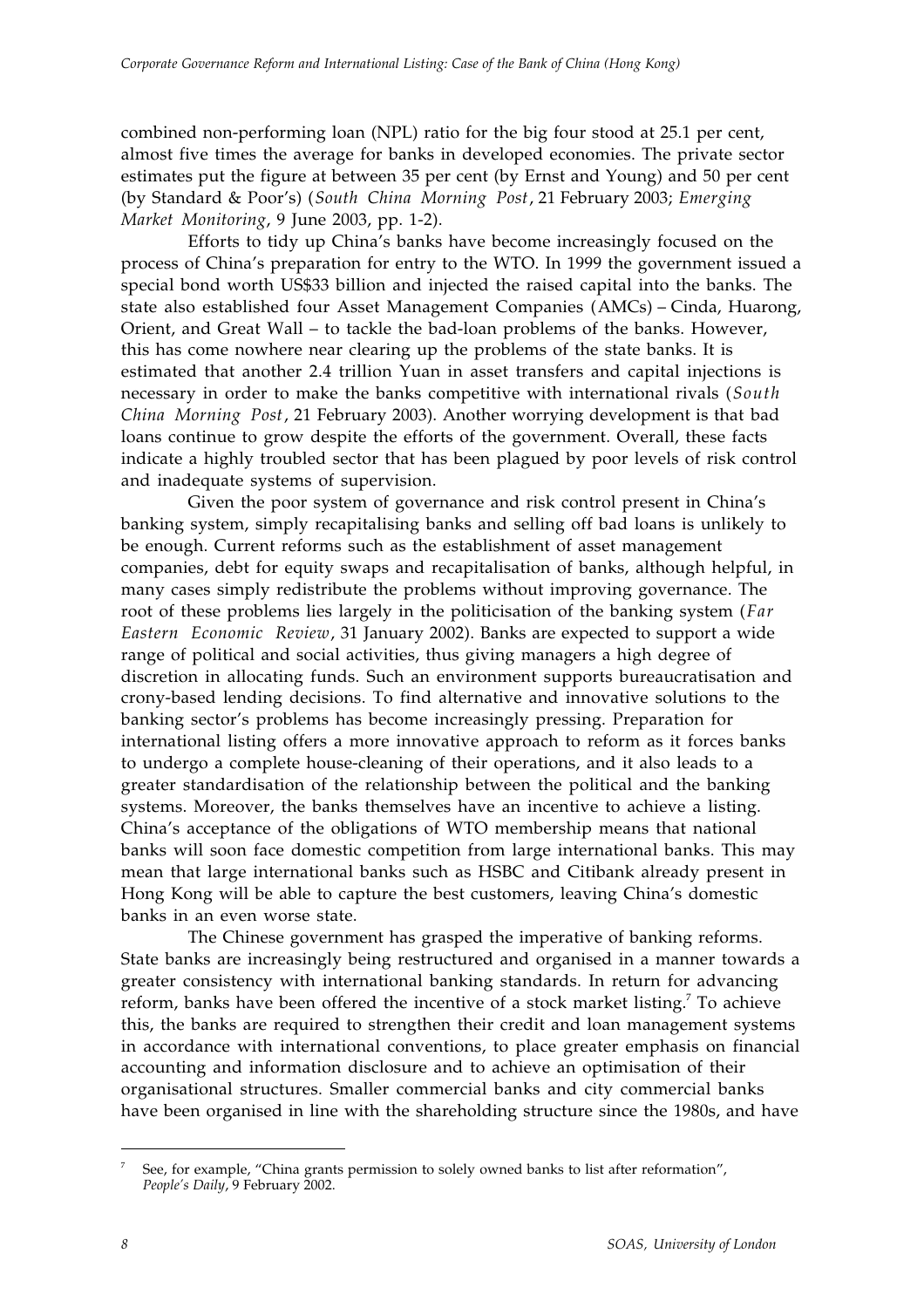combined non-performing loan (NPL) ratio for the big four stood at 25.1 per cent, almost five times the average for banks in developed economies. The private sector estimates put the figure at between 35 per cent (by Ernst and Young) and 50 per cent (by Standard & Poor's) (*South China Morning Post*, 21 February 2003; *Emerging Market Monitoring*, 9 June 2003, pp. 1-2).

Efforts to tidy up China's banks have become increasingly focused on the process of China's preparation for entry to the WTO. In 1999 the government issued a special bond worth US$33 billion and injected the raised capital into the banks. The state also established four Asset Management Companies (AMCs) – Cinda, Huarong, Orient, and Great Wall – to tackle the bad-loan problems of the banks. However, this has come nowhere near clearing up the problems of the state banks. It is estimated that another 2.4 trillion Yuan in asset transfers and capital injections is necessary in order to make the banks competitive with international rivals (*South China Morning Post*, 21 February 2003). Another worrying development is that bad loans continue to grow despite the efforts of the government. Overall, these facts indicate a highly troubled sector that has been plagued by poor levels of risk control and inadequate systems of supervision.

Given the poor system of governance and risk control present in China's banking system, simply recapitalising banks and selling off bad loans is unlikely to be enough. Current reforms such as the establishment of asset management companies, debt for equity swaps and recapitalisation of banks, although helpful, in many cases simply redistribute the problems without improving governance. The root of these problems lies largely in the politicisation of the banking system (*Far Eastern Economic Review*, 31 January 2002). Banks are expected to support a wide range of political and social activities, thus giving managers a high degree of discretion in allocating funds. Such an environment supports bureaucratisation and crony-based lending decisions. To find alternative and innovative solutions to the banking sector's problems has become increasingly pressing. Preparation for international listing offers a more innovative approach to reform as it forces banks to undergo a complete house-cleaning of their operations, and it also leads to a greater standardisation of the relationship between the political and the banking systems. Moreover, the banks themselves have an incentive to achieve a listing. China's acceptance of the obligations of WTO membership means that national banks will soon face domestic competition from large international banks. This may mean that large international banks such as HSBC and Citibank already present in Hong Kong will be able to capture the best customers, leaving China's domestic banks in an even worse state.

The Chinese government has grasped the imperative of banking reforms. State banks are increasingly being restructured and organised in a manner towards a greater consistency with international banking standards. In return for advancing reform, banks have been offered the incentive of a stock market listing.[7] To achieve this, the banks are required to strengthen their credit and loan management systems in accordance with international conventions, to place greater emphasis on financial accounting and information disclosure and to achieve an optimisation of their organisational structures. Smaller commercial banks and city commercial banks have been organised in line with the shareholding structure since the 1980s, and have

[7] See, for example, "China grants permission to solely owned banks to list after reformation", *People's Daily*, 9 February 2002.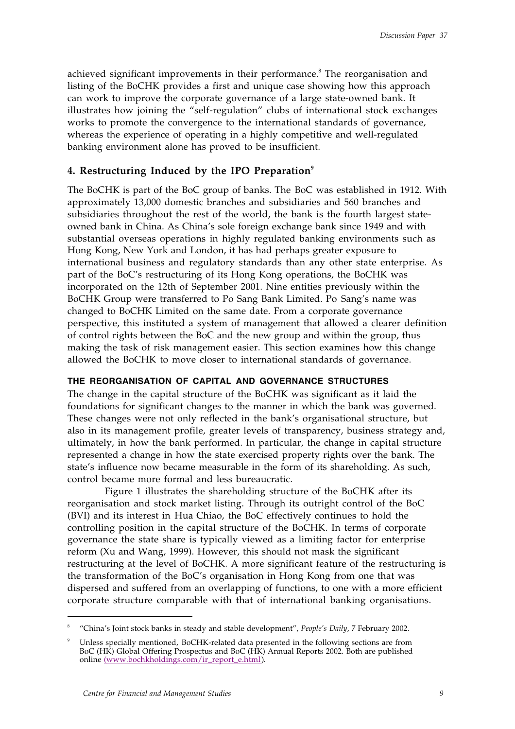achieved significant improvements in their performance.[8] The reorganisation and listing of the BoCHK provides a first and unique case showing how this approach can work to improve the corporate governance of a large state-owned bank. It illustrates how joining the "self-regulation" clubs of international stock exchanges works to promote the convergence to the international standards of governance, whereas the experience of operating in a highly competitive and well-regulated banking environment alone has proved to be insufficient.

## 4. Restructuring Induced by the IPO Preparation[9]

The BoCHK is part of the BoC group of banks. The BoC was established in 1912. With approximately 13,000 domestic branches and subsidiaries and 560 branches and subsidiaries throughout the rest of the world, the bank is the fourth largest state-owned bank in China. As China's sole foreign exchange bank since 1949 and with substantial overseas operations in highly regulated banking environments such as Hong Kong, New York and London, it has had perhaps greater exposure to international business and regulatory standards than any other state enterprise. As part of the BoC's restructuring of its Hong Kong operations, the BoCHK was incorporated on the 12th of September 2001. Nine entities previously within the BoCHK Group were transferred to Po Sang Bank Limited. Po Sang's name was changed to BoCHK Limited on the same date. From a corporate governance perspective, this instituted a system of management that allowed a clearer definition of control rights between the BoC and the new group and within the group, thus making the task of risk management easier. This section examines how this change allowed the BoCHK to move closer to international standards of governance.

### THE REORGANISATION OF CAPITAL AND GOVERNANCE STRUCTURES

The change in the capital structure of the BoCHK was significant as it laid the foundations for significant changes to the manner in which the bank was governed. These changes were not only reflected in the bank's organisational structure, but also in its management profile, greater levels of transparency, business strategy and, ultimately, in how the bank performed. In particular, the change in capital structure represented a change in how the state exercised property rights over the bank. The state's influence now became measurable in the form of its shareholding. As such, control became more formal and less bureaucratic.

Figure 1 illustrates the shareholding structure of the BoCHK after its reorganisation and stock market listing. Through its outright control of the BoC (BVI) and its interest in Hua Chiao, the BoC effectively continues to hold the controlling position in the capital structure of the BoCHK. In terms of corporate governance the state share is typically viewed as a limiting factor for enterprise reform (Xu and Wang, 1999). However, this should not mask the significant restructuring at the level of BoCHK. A more significant feature of the restructuring is the transformation of the BoC's organisation in Hong Kong from one that was dispersed and suffered from an overlapping of functions, to one with a more efficient corporate structure comparable with that of international banking organisations.

---

[8] "China's Joint stock banks in steady and stable development", *People's Daily*, 7 February 2002.

[9] Unless specially mentioned, BoCHK-related data presented in the following sections are from BoC (HK) Global Offering Prospectus and BoC (HK) Annual Reports 2002. Both are published online (www.bochkholdings.com/ir_report_e.html).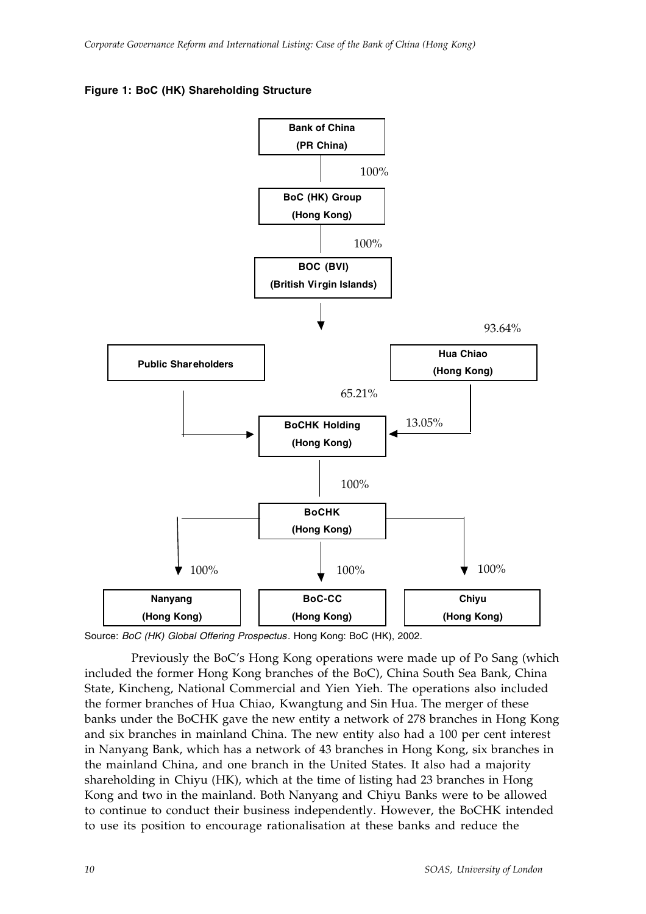**Figure 1: BoC (HK) Shareholding Structure**

Bank of China (PR China)

100%

BoC (HK) Group (Hong Kong)

100%

BOC (BVI) (British Virgin Islands)

93.64%

Public Shareholders

Hua Chiao (Hong Kong)

65.21%

13.05%

BoCHK Holding (Hong Kong)

100%

BoCHK (Hong Kong)

100% 100% 100%

Nanyang (Hong Kong)

BoC-CC (Hong Kong)

Chiyu (Hong Kong)

Source: *BoC (HK) Global Offering Prospectus*. Hong Kong: BoC (HK), 2002.

Previously the BoC's Hong Kong operations were made up of Po Sang (which included the former Hong Kong branches of the BoC), China South Sea Bank, China State, Kincheng, National Commercial and Yien Yieh. The operations also included the former branches of Hua Chiao, Kwangtung and Sin Hua. The merger of these banks under the BoCHK gave the new entity a network of 278 branches in Hong Kong and six branches in mainland China. The new entity also had a 100 per cent interest in Nanyang Bank, which has a network of 43 branches in Hong Kong, six branches in the mainland China, and one branch in the United States. It also had a majority shareholding in Chiyu (HK), which at the time of listing had 23 branches in Hong Kong and two in the mainland. Both Nanyang and Chiyu Banks were to be allowed to continue to conduct their business independently. However, the BoCHK intended to use its position to encourage rationalisation at these banks and reduce the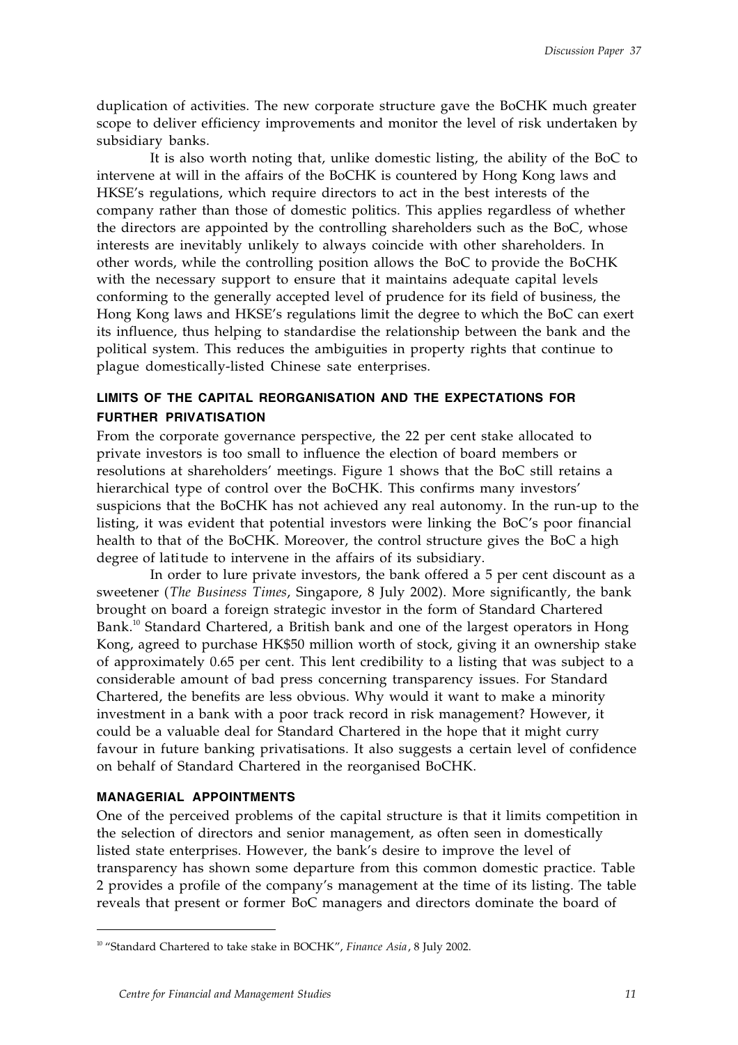duplication of activities. The new corporate structure gave the BoCHK much greater scope to deliver efficiency improvements and monitor the level of risk undertaken by subsidiary banks.

It is also worth noting that, unlike domestic listing, the ability of the BoC to intervene at will in the affairs of the BoCHK is countered by Hong Kong laws and HKSE's regulations, which require directors to act in the best interests of the company rather than those of domestic politics. This applies regardless of whether the directors are appointed by the controlling shareholders such as the BoC, whose interests are inevitably unlikely to always coincide with other shareholders. In other words, while the controlling position allows the BoC to provide the BoCHK with the necessary support to ensure that it maintains adequate capital levels conforming to the generally accepted level of prudence for its field of business, the Hong Kong laws and HKSE's regulations limit the degree to which the BoC can exert its influence, thus helping to standardise the relationship between the bank and the political system. This reduces the ambiguities in property rights that continue to plague domestically-listed Chinese sate enterprises.

### LIMITS OF THE CAPITAL REORGANISATION AND THE EXPECTATIONS FOR FURTHER PRIVATISATION

From the corporate governance perspective, the 22 per cent stake allocated to private investors is too small to influence the election of board members or resolutions at shareholders' meetings. Figure 1 shows that the BoC still retains a hierarchical type of control over the BoCHK. This confirms many investors' suspicions that the BoCHK has not achieved any real autonomy. In the run-up to the listing, it was evident that potential investors were linking the BoC's poor financial health to that of the BoCHK. Moreover, the control structure gives the BoC a high degree of latitude to intervene in the affairs of its subsidiary.

In order to lure private investors, the bank offered a 5 per cent discount as a sweetener (*The Business Times*, Singapore, 8 July 2002). More significantly, the bank brought on board a foreign strategic investor in the form of Standard Chartered Bank.[10] Standard Chartered, a British bank and one of the largest operators in Hong Kong, agreed to purchase HK$50 million worth of stock, giving it an ownership stake of approximately 0.65 per cent. This lent credibility to a listing that was subject to a considerable amount of bad press concerning transparency issues. For Standard Chartered, the benefits are less obvious. Why would it want to make a minority investment in a bank with a poor track record in risk management? However, it could be a valuable deal for Standard Chartered in the hope that it might curry favour in future banking privatisations. It also suggests a certain level of confidence on behalf of Standard Chartered in the reorganised BoCHK.

### MANAGERIAL APPOINTMENTS

One of the perceived problems of the capital structure is that it limits competition in the selection of directors and senior management, as often seen in domestically listed state enterprises. However, the bank's desire to improve the level of transparency has shown some departure from this common domestic practice. Table 2 provides a profile of the company's management at the time of its listing. The table reveals that present or former BoC managers and directors dominate the board of

---

[10] "Standard Chartered to take stake in BOCHK", *Finance Asia*, 8 July 2002.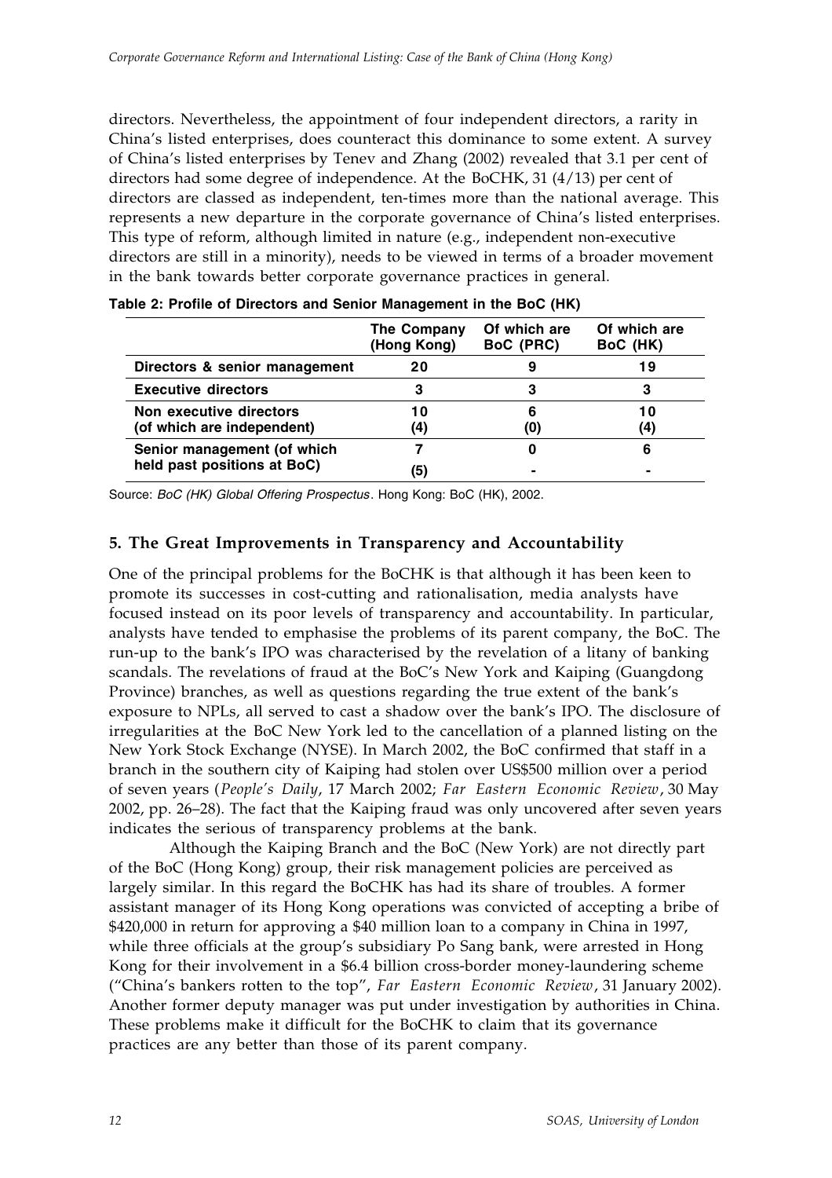directors. Nevertheless, the appointment of four independent directors, a rarity in China's listed enterprises, does counteract this dominance to some extent. A survey of China's listed enterprises by Tenev and Zhang (2002) revealed that 3.1 per cent of directors had some degree of independence. At the BoCHK, 31 (4/13) per cent of directors are classed as independent, ten-times more than the national average. This represents a new departure in the corporate governance of China's listed enterprises. This type of reform, although limited in nature (e.g., independent non-executive directors are still in a minority), needs to be viewed in terms of a broader movement in the bank towards better corporate governance practices in general.

**Table 2: Profile of Directors and Senior Management in the BoC (HK)**

| | The Company (Hong Kong) | Of which are BoC (PRC) | Of which are BoC (HK) |
|---|---|---|---|
| Directors & senior management | 20 | 9 | 19 |
| Executive directors | 3 | 3 | 3 |
| Non executive directors (of which are independent) | 10 (4) | 6 (0) | 10 (4) |
| Senior management (of which held past positions at BoC) | 7 (5) | 0 - | 6 - |

Source: *BoC (HK) Global Offering Prospectus*. Hong Kong: BoC (HK), 2002.

## 5. The Great Improvements in Transparency and Accountability

One of the principal problems for the BoCHK is that although it has been keen to promote its successes in cost-cutting and rationalisation, media analysts have focused instead on its poor levels of transparency and accountability. In particular, analysts have tended to emphasise the problems of its parent company, the BoC. The run-up to the bank's IPO was characterised by the revelation of a litany of banking scandals. The revelations of fraud at the BoC's New York and Kaiping (Guangdong Province) branches, as well as questions regarding the true extent of the bank's exposure to NPLs, all served to cast a shadow over the bank's IPO. The disclosure of irregularities at the BoC New York led to the cancellation of a planned listing on the New York Stock Exchange (NYSE). In March 2002, the BoC confirmed that staff in a branch in the southern city of Kaiping had stolen over US$500 million over a period of seven years (*People's Daily*, 17 March 2002; *Far Eastern Economic Review*, 30 May 2002, pp. 26–28). The fact that the Kaiping fraud was only uncovered after seven years indicates the serious of transparency problems at the bank.

Although the Kaiping Branch and the BoC (New York) are not directly part of the BoC (Hong Kong) group, their risk management policies are perceived as largely similar. In this regard the BoCHK has had its share of troubles. A former assistant manager of its Hong Kong operations was convicted of accepting a bribe of $420,000 in return for approving a $40 million loan to a company in China in 1997, while three officials at the group's subsidiary Po Sang bank, were arrested in Hong Kong for their involvement in a $6.4 billion cross-border money-laundering scheme ("China's bankers rotten to the top", *Far Eastern Economic Review*, 31 January 2002). Another former deputy manager was put under investigation by authorities in China. These problems make it difficult for the BoCHK to claim that its governance practices are any better than those of its parent company.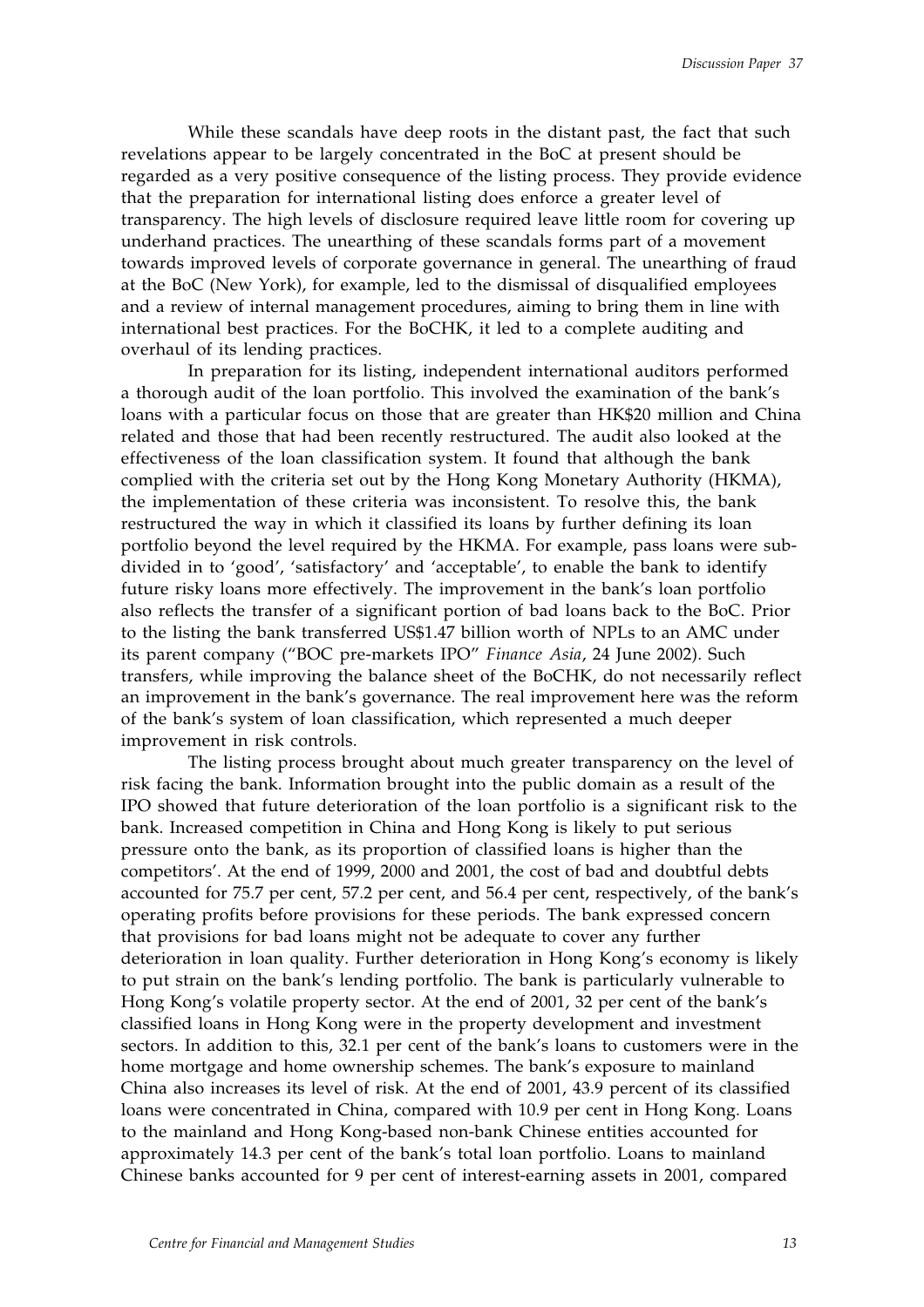While these scandals have deep roots in the distant past, the fact that such revelations appear to be largely concentrated in the BoC at present should be regarded as a very positive consequence of the listing process. They provide evidence that the preparation for international listing does enforce a greater level of transparency. The high levels of disclosure required leave little room for covering up underhand practices. The unearthing of these scandals forms part of a movement towards improved levels of corporate governance in general. The unearthing of fraud at the BoC (New York), for example, led to the dismissal of disqualified employees and a review of internal management procedures, aiming to bring them in line with international best practices. For the BoCHK, it led to a complete auditing and overhaul of its lending practices.

In preparation for its listing, independent international auditors performed a thorough audit of the loan portfolio. This involved the examination of the bank's loans with a particular focus on those that are greater than HK$20 million and China related and those that had been recently restructured. The audit also looked at the effectiveness of the loan classification system. It found that although the bank complied with the criteria set out by the Hong Kong Monetary Authority (HKMA), the implementation of these criteria was inconsistent. To resolve this, the bank restructured the way in which it classified its loans by further defining its loan portfolio beyond the level required by the HKMA. For example, pass loans were sub-divided in to 'good', 'satisfactory' and 'acceptable', to enable the bank to identify future risky loans more effectively. The improvement in the bank's loan portfolio also reflects the transfer of a significant portion of bad loans back to the BoC. Prior to the listing the bank transferred US$1.47 billion worth of NPLs to an AMC under its parent company ("BOC pre-markets IPO" *Finance Asia*, 24 June 2002). Such transfers, while improving the balance sheet of the BoCHK, do not necessarily reflect an improvement in the bank's governance. The real improvement here was the reform of the bank's system of loan classification, which represented a much deeper improvement in risk controls.

The listing process brought about much greater transparency on the level of risk facing the bank. Information brought into the public domain as a result of the IPO showed that future deterioration of the loan portfolio is a significant risk to the bank. Increased competition in China and Hong Kong is likely to put serious pressure onto the bank, as its proportion of classified loans is higher than the competitors'. At the end of 1999, 2000 and 2001, the cost of bad and doubtful debts accounted for 75.7 per cent, 57.2 per cent, and 56.4 per cent, respectively, of the bank's operating profits before provisions for these periods. The bank expressed concern that provisions for bad loans might not be adequate to cover any further deterioration in loan quality. Further deterioration in Hong Kong's economy is likely to put strain on the bank's lending portfolio. The bank is particularly vulnerable to Hong Kong's volatile property sector. At the end of 2001, 32 per cent of the bank's classified loans in Hong Kong were in the property development and investment sectors. In addition to this, 32.1 per cent of the bank's loans to customers were in the home mortgage and home ownership schemes. The bank's exposure to mainland China also increases its level of risk. At the end of 2001, 43.9 percent of its classified loans were concentrated in China, compared with 10.9 per cent in Hong Kong. Loans to the mainland and Hong Kong-based non-bank Chinese entities accounted for approximately 14.3 per cent of the bank's total loan portfolio. Loans to mainland Chinese banks accounted for 9 per cent of interest-earning assets in 2001, compared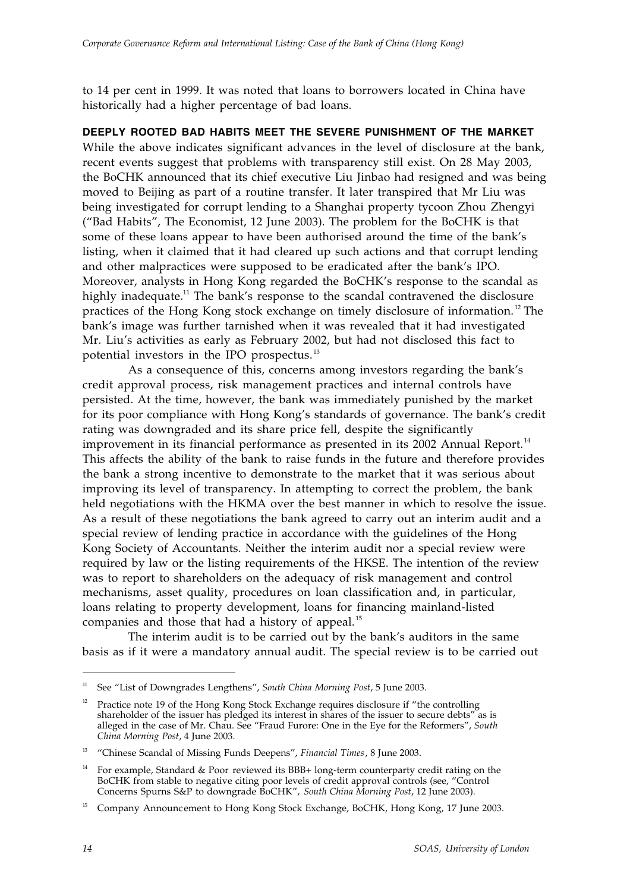to 14 per cent in 1999. It was noted that loans to borrowers located in China have historically had a higher percentage of bad loans.

## DEEPLY ROOTED BAD HABITS MEET THE SEVERE PUNISHMENT OF THE MARKET

While the above indicates significant advances in the level of disclosure at the bank, recent events suggest that problems with transparency still exist. On 28 May 2003, the BoCHK announced that its chief executive Liu Jinbao had resigned and was being moved to Beijing as part of a routine transfer. It later transpired that Mr Liu was being investigated for corrupt lending to a Shanghai property tycoon Zhou Zhengyi ("Bad Habits", The Economist, 12 June 2003). The problem for the BoCHK is that some of these loans appear to have been authorised around the time of the bank's listing, when it claimed that it had cleared up such actions and that corrupt lending and other malpractices were supposed to be eradicated after the bank's IPO. Moreover, analysts in Hong Kong regarded the BoCHK's response to the scandal as highly inadequate.[11] The bank's response to the scandal contravened the disclosure practices of the Hong Kong stock exchange on timely disclosure of information.[12] The bank's image was further tarnished when it was revealed that it had investigated Mr. Liu's activities as early as February 2002, but had not disclosed this fact to potential investors in the IPO prospectus.[13]

As a consequence of this, concerns among investors regarding the bank's credit approval process, risk management practices and internal controls have persisted. At the time, however, the bank was immediately punished by the market for its poor compliance with Hong Kong's standards of governance. The bank's credit rating was downgraded and its share price fell, despite the significantly improvement in its financial performance as presented in its 2002 Annual Report.[14] This affects the ability of the bank to raise funds in the future and therefore provides the bank a strong incentive to demonstrate to the market that it was serious about improving its level of transparency. In attempting to correct the problem, the bank held negotiations with the HKMA over the best manner in which to resolve the issue. As a result of these negotiations the bank agreed to carry out an interim audit and a special review of lending practice in accordance with the guidelines of the Hong Kong Society of Accountants. Neither the interim audit nor a special review were required by law or the listing requirements of the HKSE. The intention of the review was to report to shareholders on the adequacy of risk management and control mechanisms, asset quality, procedures on loan classification and, in particular, loans relating to property development, loans for financing mainland-listed companies and those that had a history of appeal.[15]

The interim audit is to be carried out by the bank's auditors in the same basis as if it were a mandatory annual audit. The special review is to be carried out

---

[11] See "List of Downgrades Lengthens", *South China Morning Post*, 5 June 2003.

[12] Practice note 19 of the Hong Kong Stock Exchange requires disclosure if "the controlling shareholder of the issuer has pledged its interest in shares of the issuer to secure debts" as is alleged in the case of Mr. Chau. See "Fraud Furore: One in the Eye for the Reformers", *South China Morning Post*, 4 June 2003.

[13] "Chinese Scandal of Missing Funds Deepens", *Financial Times*, 8 June 2003.

[14] For example, Standard & Poor reviewed its BBB+ long-term counterparty credit rating on the BoCHK from stable to negative citing poor levels of credit approval controls (see, "Control Concerns Spurns S&P to downgrade BoCHK", *South China Morning Post*, 12 June 2003).

[15] Company Announcement to Hong Kong Stock Exchange, BoCHK, Hong Kong, 17 June 2003.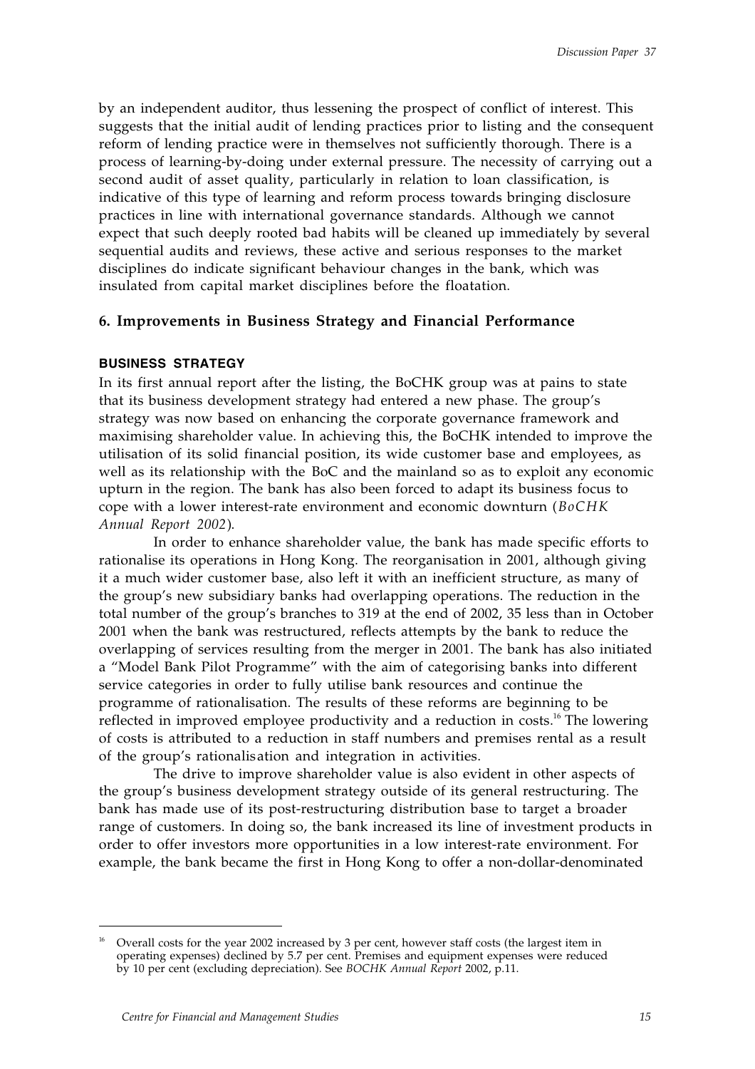by an independent auditor, thus lessening the prospect of conflict of interest. This suggests that the initial audit of lending practices prior to listing and the consequent reform of lending practice were in themselves not sufficiently thorough. There is a process of learning-by-doing under external pressure. The necessity of carrying out a second audit of asset quality, particularly in relation to loan classification, is indicative of this type of learning and reform process towards bringing disclosure practices in line with international governance standards. Although we cannot expect that such deeply rooted bad habits will be cleaned up immediately by several sequential audits and reviews, these active and serious responses to the market disciplines do indicate significant behaviour changes in the bank, which was insulated from capital market disciplines before the floatation.

## 6. Improvements in Business Strategy and Financial Performance

### BUSINESS STRATEGY

In its first annual report after the listing, the BoCHK group was at pains to state that its business development strategy had entered a new phase. The group's strategy was now based on enhancing the corporate governance framework and maximising shareholder value. In achieving this, the BoCHK intended to improve the utilisation of its solid financial position, its wide customer base and employees, as well as its relationship with the BoC and the mainland so as to exploit any economic upturn in the region. The bank has also been forced to adapt its business focus to cope with a lower interest-rate environment and economic downturn (*BoCHK Annual Report 2002*).

In order to enhance shareholder value, the bank has made specific efforts to rationalise its operations in Hong Kong. The reorganisation in 2001, although giving it a much wider customer base, also left it with an inefficient structure, as many of the group's new subsidiary banks had overlapping operations. The reduction in the total number of the group's branches to 319 at the end of 2002, 35 less than in October 2001 when the bank was restructured, reflects attempts by the bank to reduce the overlapping of services resulting from the merger in 2001. The bank has also initiated a "Model Bank Pilot Programme" with the aim of categorising banks into different service categories in order to fully utilise bank resources and continue the programme of rationalisation. The results of these reforms are beginning to be reflected in improved employee productivity and a reduction in costs.[16] The lowering of costs is attributed to a reduction in staff numbers and premises rental as a result of the group's rationalisation and integration in activities.

The drive to improve shareholder value is also evident in other aspects of the group's business development strategy outside of its general restructuring. The bank has made use of its post-restructuring distribution base to target a broader range of customers. In doing so, the bank increased its line of investment products in order to offer investors more opportunities in a low interest-rate environment. For example, the bank became the first in Hong Kong to offer a non-dollar-denominated

---

[16] Overall costs for the year 2002 increased by 3 per cent, however staff costs (the largest item in operating expenses) declined by 5.7 per cent. Premises and equipment expenses were reduced by 10 per cent (excluding depreciation). See *BOCHK Annual Report* 2002, p.11.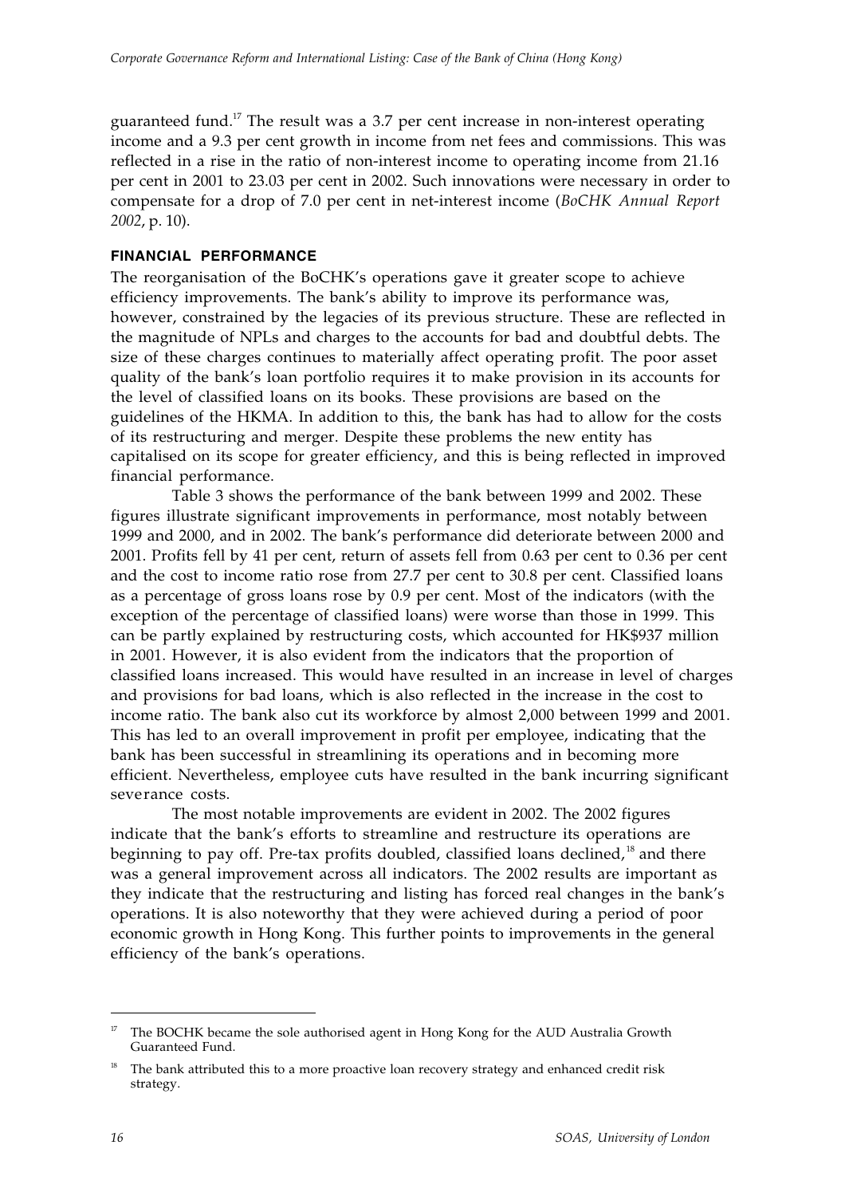guaranteed fund.[17] The result was a 3.7 per cent increase in non-interest operating income and a 9.3 per cent growth in income from net fees and commissions. This was reflected in a rise in the ratio of non-interest income to operating income from 21.16 per cent in 2001 to 23.03 per cent in 2002. Such innovations were necessary in order to compensate for a drop of 7.0 per cent in net-interest income (*BoCHK Annual Report 2002*, p. 10).

## FINANCIAL PERFORMANCE

The reorganisation of the BoCHK's operations gave it greater scope to achieve efficiency improvements. The bank's ability to improve its performance was, however, constrained by the legacies of its previous structure. These are reflected in the magnitude of NPLs and charges to the accounts for bad and doubtful debts. The size of these charges continues to materially affect operating profit. The poor asset quality of the bank's loan portfolio requires it to make provision in its accounts for the level of classified loans on its books. These provisions are based on the guidelines of the HKMA. In addition to this, the bank has had to allow for the costs of its restructuring and merger. Despite these problems the new entity has capitalised on its scope for greater efficiency, and this is being reflected in improved financial performance.

Table 3 shows the performance of the bank between 1999 and 2002. These figures illustrate significant improvements in performance, most notably between 1999 and 2000, and in 2002. The bank's performance did deteriorate between 2000 and 2001. Profits fell by 41 per cent, return of assets fell from 0.63 per cent to 0.36 per cent and the cost to income ratio rose from 27.7 per cent to 30.8 per cent. Classified loans as a percentage of gross loans rose by 0.9 per cent. Most of the indicators (with the exception of the percentage of classified loans) were worse than those in 1999. This can be partly explained by restructuring costs, which accounted for HK$937 million in 2001. However, it is also evident from the indicators that the proportion of classified loans increased. This would have resulted in an increase in level of charges and provisions for bad loans, which is also reflected in the increase in the cost to income ratio. The bank also cut its workforce by almost 2,000 between 1999 and 2001. This has led to an overall improvement in profit per employee, indicating that the bank has been successful in streamlining its operations and in becoming more efficient. Nevertheless, employee cuts have resulted in the bank incurring significant severance costs.

The most notable improvements are evident in 2002. The 2002 figures indicate that the bank's efforts to streamline and restructure its operations are beginning to pay off. Pre-tax profits doubled, classified loans declined,[18] and there was a general improvement across all indicators. The 2002 results are important as they indicate that the restructuring and listing has forced real changes in the bank's operations. It is also noteworthy that they were achieved during a period of poor economic growth in Hong Kong. This further points to improvements in the general efficiency of the bank's operations.

---

[17] The BOCHK became the sole authorised agent in Hong Kong for the AUD Australia Growth Guaranteed Fund.

[18] The bank attributed this to a more proactive loan recovery strategy and enhanced credit risk strategy.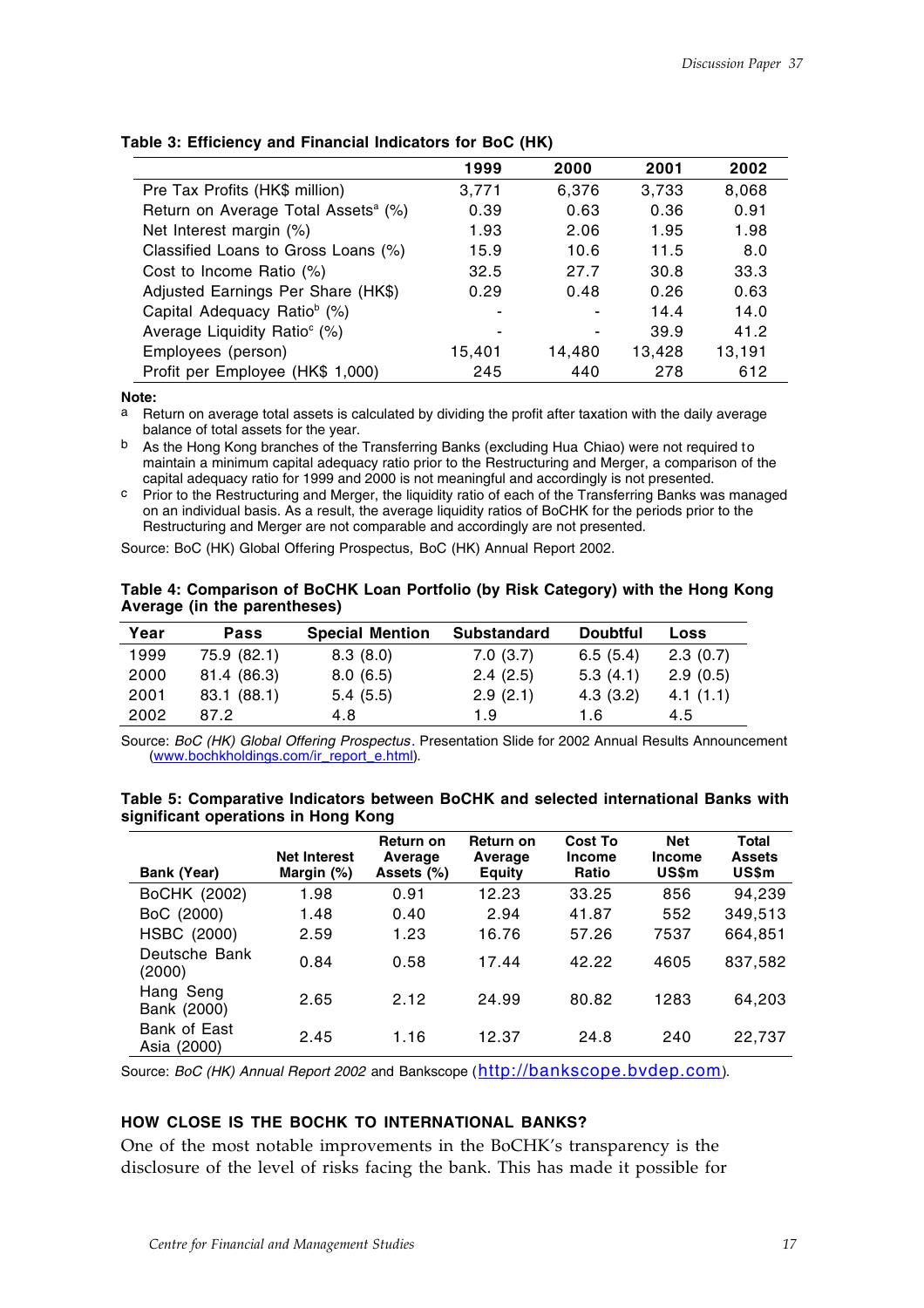**Table 3: Efficiency and Financial Indicators for BoC (HK)**

| | 1999 | 2000 | 2001 | 2002 |
|---|---|---|---|---|
| Pre Tax Profits (HK$ million) | 3,771 | 6,376 | 3,733 | 8,068 |
| Return on Average Total Assets[a] (%) | 0.39 | 0.63 | 0.36 | 0.91 |
| Net Interest margin (%) | 1.93 | 2.06 | 1.95 | 1.98 |
| Classified Loans to Gross Loans (%) | 15.9 | 10.6 | 11.5 | 8.0 |
| Cost to Income Ratio (%) | 32.5 | 27.7 | 30.8 | 33.3 |
| Adjusted Earnings Per Share (HK$) | 0.29 | 0.48 | 0.26 | 0.63 |
| Capital Adequacy Ratio[b] (%) | - | - | 14.4 | 14.0 |
| Average Liquidity Ratio[c] (%) | - | - | 39.9 | 41.2 |
| Employees (person) | 15,401 | 14,480 | 13,428 | 13,191 |
| Profit per Employee (HK$ 1,000) | 245 | 440 | 278 | 612 |

**Note:**

a Return on average total assets is calculated by dividing the profit after taxation with the daily average balance of total assets for the year.

b As the Hong Kong branches of the Transferring Banks (excluding Hua Chiao) were not required to maintain a minimum capital adequacy ratio prior to the Restructuring and Merger, a comparison of the capital adequacy ratio for 1999 and 2000 is not meaningful and accordingly is not presented.

c Prior to the Restructuring and Merger, the liquidity ratio of each of the Transferring Banks was managed on an individual basis. As a result, the average liquidity ratios of BoCHK for the periods prior to the Restructuring and Merger are not comparable and accordingly are not presented.

Source: BoC (HK) Global Offering Prospectus, BoC (HK) Annual Report 2002.

**Table 4: Comparison of BoCHK Loan Portfolio (by Risk Category) with the Hong Kong Average (in the parentheses)**

| Year | Pass | Special Mention | Substandard | Doubtful | Loss |
|---|---|---|---|---|---|
| 1999 | 75.9 (82.1) | 8.3 (8.0) | 7.0 (3.7) | 6.5 (5.4) | 2.3 (0.7) |
| 2000 | 81.4 (86.3) | 8.0 (6.5) | 2.4 (2.5) | 5.3 (4.1) | 2.9 (0.5) |
| 2001 | 83.1 (88.1) | 5.4 (5.5) | 2.9 (2.1) | 4.3 (3.2) | 4.1 (1.1) |
| 2002 | 87.2 | 4.8 | 1.9 | 1.6 | 4.5 |

Source: *BoC (HK) Global Offering Prospectus*. Presentation Slide for 2002 Annual Results Announcement (www.bochkholdings.com/ir_report_e.html).

**Table 5: Comparative Indicators between BoCHK and selected international Banks with significant operations in Hong Kong**

| Bank (Year) | Net Interest Margin (%) | Return on Average Assets (%) | Return on Average Equity | Cost To Income Ratio | Net Income US$m | Total Assets US$m |
|---|---|---|---|---|---|---|
| BoCHK (2002) | 1.98 | 0.91 | 12.23 | 33.25 | 856 | 94,239 |
| BoC (2000) | 1.48 | 0.40 | 2.94 | 41.87 | 552 | 349,513 |
| HSBC (2000) | 2.59 | 1.23 | 16.76 | 57.26 | 7537 | 664,851 |
| Deutsche Bank (2000) | 0.84 | 0.58 | 17.44 | 42.22 | 4605 | 837,582 |
| Hang Seng Bank (2000) | 2.65 | 2.12 | 24.99 | 80.82 | 1283 | 64,203 |
| Bank of East Asia (2000) | 2.45 | 1.16 | 12.37 | 24.8 | 240 | 22,737 |

Source: *BoC (HK) Annual Report 2002* and Bankscope (http://bankscope.bvdep.com).

### HOW CLOSE IS THE BOCHK TO INTERNATIONAL BANKS?

One of the most notable improvements in the BoCHK's transparency is the disclosure of the level of risks facing the bank. This has made it possible for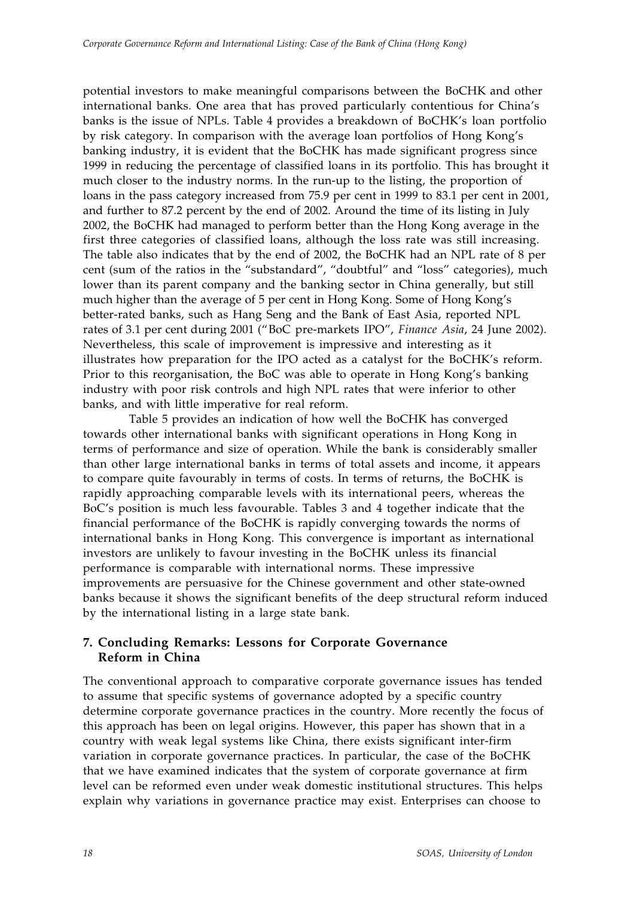potential investors to make meaningful comparisons between the BoCHK and other international banks. One area that has proved particularly contentious for China's banks is the issue of NPLs. Table 4 provides a breakdown of BoCHK's loan portfolio by risk category. In comparison with the average loan portfolios of Hong Kong's banking industry, it is evident that the BoCHK has made significant progress since 1999 in reducing the percentage of classified loans in its portfolio. This has brought it much closer to the industry norms. In the run-up to the listing, the proportion of loans in the pass category increased from 75.9 per cent in 1999 to 83.1 per cent in 2001, and further to 87.2 percent by the end of 2002. Around the time of its listing in July 2002, the BoCHK had managed to perform better than the Hong Kong average in the first three categories of classified loans, although the loss rate was still increasing. The table also indicates that by the end of 2002, the BoCHK had an NPL rate of 8 per cent (sum of the ratios in the "substandard", "doubtful" and "loss" categories), much lower than its parent company and the banking sector in China generally, but still much higher than the average of 5 per cent in Hong Kong. Some of Hong Kong's better-rated banks, such as Hang Seng and the Bank of East Asia, reported NPL rates of 3.1 per cent during 2001 ("BoC pre-markets IPO", *Finance Asia*, 24 June 2002). Nevertheless, this scale of improvement is impressive and interesting as it illustrates how preparation for the IPO acted as a catalyst for the BoCHK's reform. Prior to this reorganisation, the BoC was able to operate in Hong Kong's banking industry with poor risk controls and high NPL rates that were inferior to other banks, and with little imperative for real reform.

Table 5 provides an indication of how well the BoCHK has converged towards other international banks with significant operations in Hong Kong in terms of performance and size of operation. While the bank is considerably smaller than other large international banks in terms of total assets and income, it appears to compare quite favourably in terms of costs. In terms of returns, the BoCHK is rapidly approaching comparable levels with its international peers, whereas the BoC's position is much less favourable. Tables 3 and 4 together indicate that the financial performance of the BoCHK is rapidly converging towards the norms of international banks in Hong Kong. This convergence is important as international investors are unlikely to favour investing in the BoCHK unless its financial performance is comparable with international norms. These impressive improvements are persuasive for the Chinese government and other state-owned banks because it shows the significant benefits of the deep structural reform induced by the international listing in a large state bank.

## 7. Concluding Remarks: Lessons for Corporate Governance Reform in China

The conventional approach to comparative corporate governance issues has tended to assume that specific systems of governance adopted by a specific country determine corporate governance practices in the country. More recently the focus of this approach has been on legal origins. However, this paper has shown that in a country with weak legal systems like China, there exists significant inter-firm variation in corporate governance practices. In particular, the case of the BoCHK that we have examined indicates that the system of corporate governance at firm level can be reformed even under weak domestic institutional structures. This helps explain why variations in governance practice may exist. Enterprises can choose to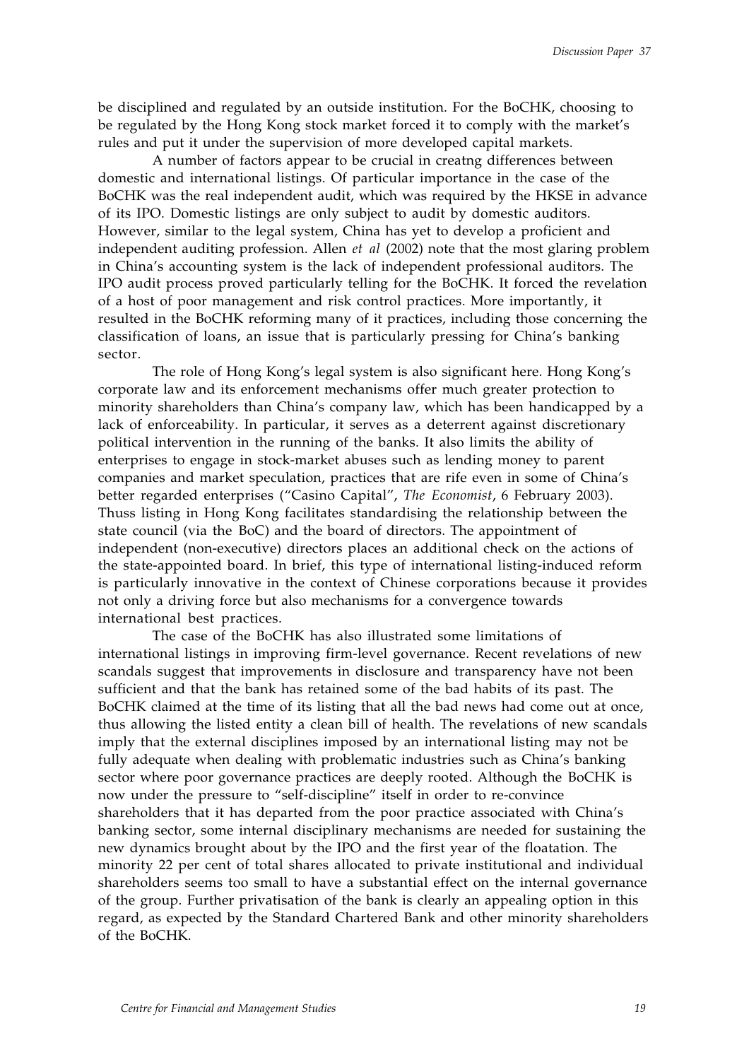be disciplined and regulated by an outside institution. For the BoCHK, choosing to be regulated by the Hong Kong stock market forced it to comply with the market's rules and put it under the supervision of more developed capital markets.

A number of factors appear to be crucial in creatng differences between domestic and international listings. Of particular importance in the case of the BoCHK was the real independent audit, which was required by the HKSE in advance of its IPO. Domestic listings are only subject to audit by domestic auditors. However, similar to the legal system, China has yet to develop a proficient and independent auditing profession. Allen *et al* (2002) note that the most glaring problem in China's accounting system is the lack of independent professional auditors. The IPO audit process proved particularly telling for the BoCHK. It forced the revelation of a host of poor management and risk control practices. More importantly, it resulted in the BoCHK reforming many of it practices, including those concerning the classification of loans, an issue that is particularly pressing for China's banking sector.

The role of Hong Kong's legal system is also significant here. Hong Kong's corporate law and its enforcement mechanisms offer much greater protection to minority shareholders than China's company law, which has been handicapped by a lack of enforceability. In particular, it serves as a deterrent against discretionary political intervention in the running of the banks. It also limits the ability of enterprises to engage in stock-market abuses such as lending money to parent companies and market speculation, practices that are rife even in some of China's better regarded enterprises ("Casino Capital", *The Economist*, 6 February 2003). Thuss listing in Hong Kong facilitates standardising the relationship between the state council (via the BoC) and the board of directors. The appointment of independent (non-executive) directors places an additional check on the actions of the state-appointed board. In brief, this type of international listing-induced reform is particularly innovative in the context of Chinese corporations because it provides not only a driving force but also mechanisms for a convergence towards international best practices.

The case of the BoCHK has also illustrated some limitations of international listings in improving firm-level governance. Recent revelations of new scandals suggest that improvements in disclosure and transparency have not been sufficient and that the bank has retained some of the bad habits of its past. The BoCHK claimed at the time of its listing that all the bad news had come out at once, thus allowing the listed entity a clean bill of health. The revelations of new scandals imply that the external disciplines imposed by an international listing may not be fully adequate when dealing with problematic industries such as China's banking sector where poor governance practices are deeply rooted. Although the BoCHK is now under the pressure to "self-discipline" itself in order to re-convince shareholders that it has departed from the poor practice associated with China's banking sector, some internal disciplinary mechanisms are needed for sustaining the new dynamics brought about by the IPO and the first year of the floatation. The minority 22 per cent of total shares allocated to private institutional and individual shareholders seems too small to have a substantial effect on the internal governance of the group. Further privatisation of the bank is clearly an appealing option in this regard, as expected by the Standard Chartered Bank and other minority shareholders of the BoCHK.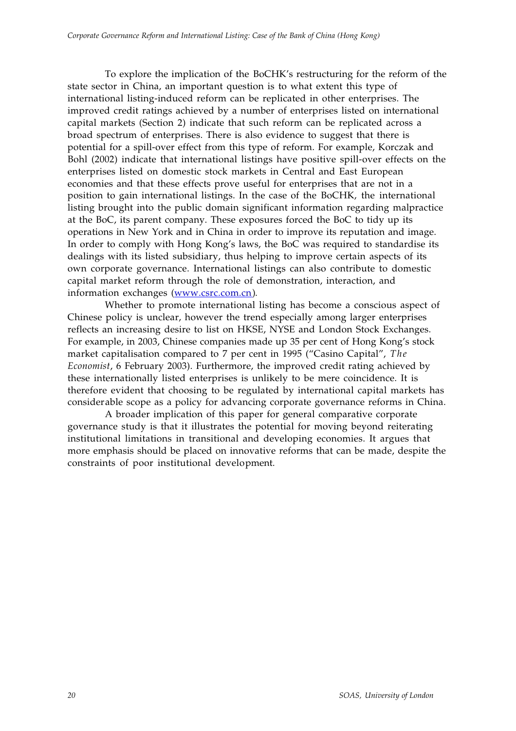To explore the implication of the BoCHK's restructuring for the reform of the state sector in China, an important question is to what extent this type of international listing-induced reform can be replicated in other enterprises. The improved credit ratings achieved by a number of enterprises listed on international capital markets (Section 2) indicate that such reform can be replicated across a broad spectrum of enterprises. There is also evidence to suggest that there is potential for a spill-over effect from this type of reform. For example, Korczak and Bohl (2002) indicate that international listings have positive spill-over effects on the enterprises listed on domestic stock markets in Central and East European economies and that these effects prove useful for enterprises that are not in a position to gain international listings. In the case of the BoCHK, the international listing brought into the public domain significant information regarding malpractice at the BoC, its parent company. These exposures forced the BoC to tidy up its operations in New York and in China in order to improve its reputation and image. In order to comply with Hong Kong's laws, the BoC was required to standardise its dealings with its listed subsidiary, thus helping to improve certain aspects of its own corporate governance. International listings can also contribute to domestic capital market reform through the role of demonstration, interaction, and information exchanges (www.csrc.com.cn).

Whether to promote international listing has become a conscious aspect of Chinese policy is unclear, however the trend especially among larger enterprises reflects an increasing desire to list on HKSE, NYSE and London Stock Exchanges. For example, in 2003, Chinese companies made up 35 per cent of Hong Kong's stock market capitalisation compared to 7 per cent in 1995 ("Casino Capital", *The Economist*, 6 February 2003). Furthermore, the improved credit rating achieved by these internationally listed enterprises is unlikely to be mere coincidence. It is therefore evident that choosing to be regulated by international capital markets has considerable scope as a policy for advancing corporate governance reforms in China.

A broader implication of this paper for general comparative corporate governance study is that it illustrates the potential for moving beyond reiterating institutional limitations in transitional and developing economies. It argues that more emphasis should be placed on innovative reforms that can be made, despite the constraints of poor institutional development.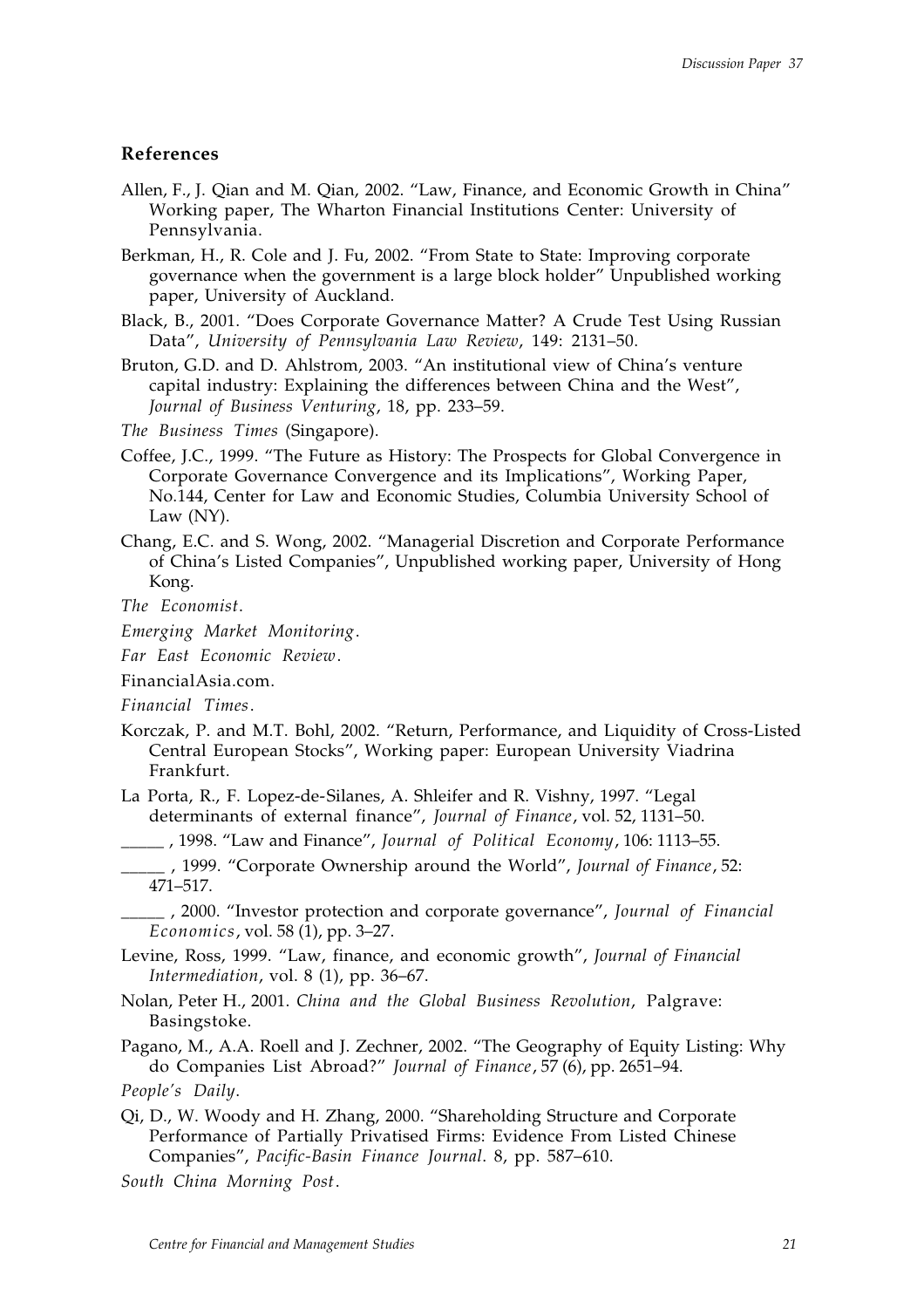## References

Allen, F., J. Qian and M. Qian, 2002. "Law, Finance, and Economic Growth in China" Working paper, The Wharton Financial Institutions Center: University of Pennsylvania.

Berkman, H., R. Cole and J. Fu, 2002. "From State to State: Improving corporate governance when the government is a large block holder" Unpublished working paper, University of Auckland.

Black, B., 2001. "Does Corporate Governance Matter? A Crude Test Using Russian Data", *University of Pennsylvania Law Review*, 149: 2131–50.

Bruton, G.D. and D. Ahlstrom, 2003. "An institutional view of China's venture capital industry: Explaining the differences between China and the West", *Journal of Business Venturing*, 18, pp. 233–59.

*The Business Times* (Singapore).

Coffee, J.C., 1999. "The Future as History: The Prospects for Global Convergence in Corporate Governance Convergence and its Implications", Working Paper, No.144, Center for Law and Economic Studies, Columbia University School of Law (NY).

Chang, E.C. and S. Wong, 2002. "Managerial Discretion and Corporate Performance of China's Listed Companies", Unpublished working paper, University of Hong Kong.

*The Economist*.

*Emerging Market Monitoring*.

*Far East Economic Review*.

FinancialAsia.com.

*Financial Times*.

Korczak, P. and M.T. Bohl, 2002. "Return, Performance, and Liquidity of Cross-Listed Central European Stocks", Working paper: European University Viadrina Frankfurt.

La Porta, R., F. Lopez-de-Silanes, A. Shleifer and R. Vishny, 1997. "Legal determinants of external finance", *Journal of Finance*, vol. 52, 1131–50.

_____ , 1998. "Law and Finance", *Journal of Political Economy*, 106: 1113–55.

_____ , 1999. "Corporate Ownership around the World", *Journal of Finance*, 52: 471–517.

_____ , 2000. "Investor protection and corporate governance", *Journal of Financial Economics*, vol. 58 (1), pp. 3–27.

Levine, Ross, 1999. "Law, finance, and economic growth", *Journal of Financial Intermediation*, vol. 8 (1), pp. 36–67.

Nolan, Peter H., 2001. *China and the Global Business Revolution*, Palgrave: Basingstoke.

Pagano, M., A.A. Roell and J. Zechner, 2002. "The Geography of Equity Listing: Why do Companies List Abroad?" *Journal of Finance*, 57 (6), pp. 2651–94.

*People's Daily*.

Qi, D., W. Woody and H. Zhang, 2000. "Shareholding Structure and Corporate Performance of Partially Privatised Firms: Evidence From Listed Chinese Companies", *Pacific-Basin Finance Journal*. 8, pp. 587–610.

*South China Morning Post*.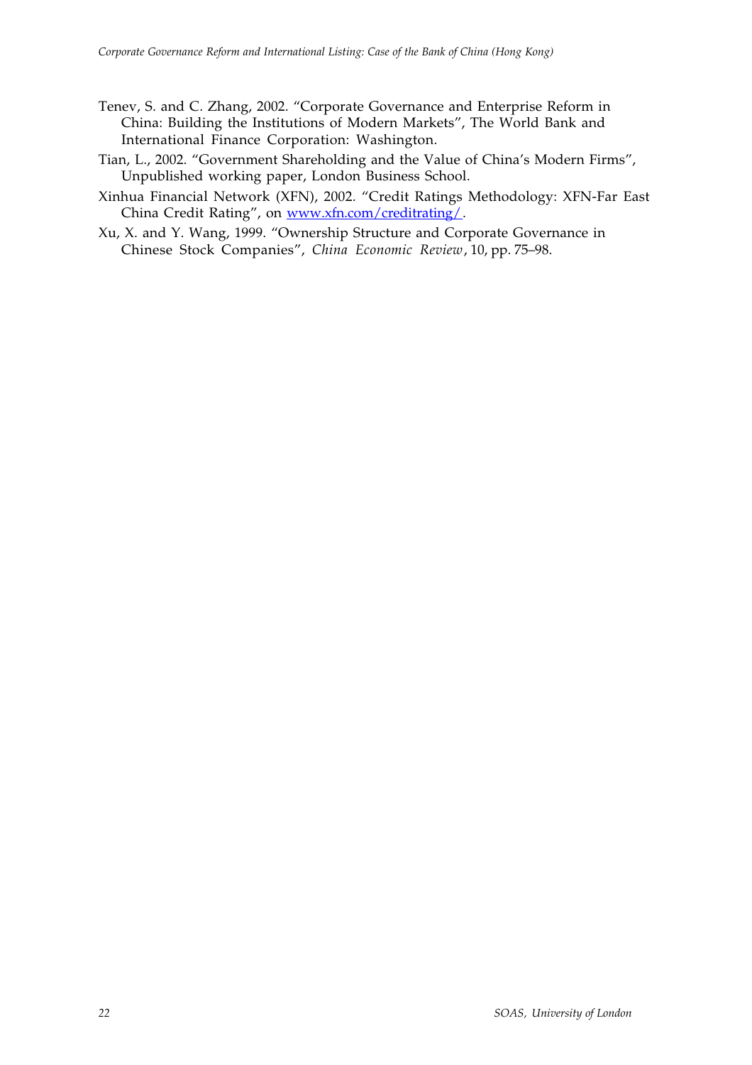Tenev, S. and C. Zhang, 2002. "Corporate Governance and Enterprise Reform in China: Building the Institutions of Modern Markets", The World Bank and International Finance Corporation: Washington.

Tian, L., 2002. "Government Shareholding and the Value of China's Modern Firms", Unpublished working paper, London Business School.

Xinhua Financial Network (XFN), 2002. "Credit Ratings Methodology: XFN-Far East China Credit Rating", on [www.xfn.com/creditrating/](www.xfn.com/creditrating/).

Xu, X. and Y. Wang, 1999. "Ownership Structure and Corporate Governance in Chinese Stock Companies", *China Economic Review*, 10, pp. 75–98.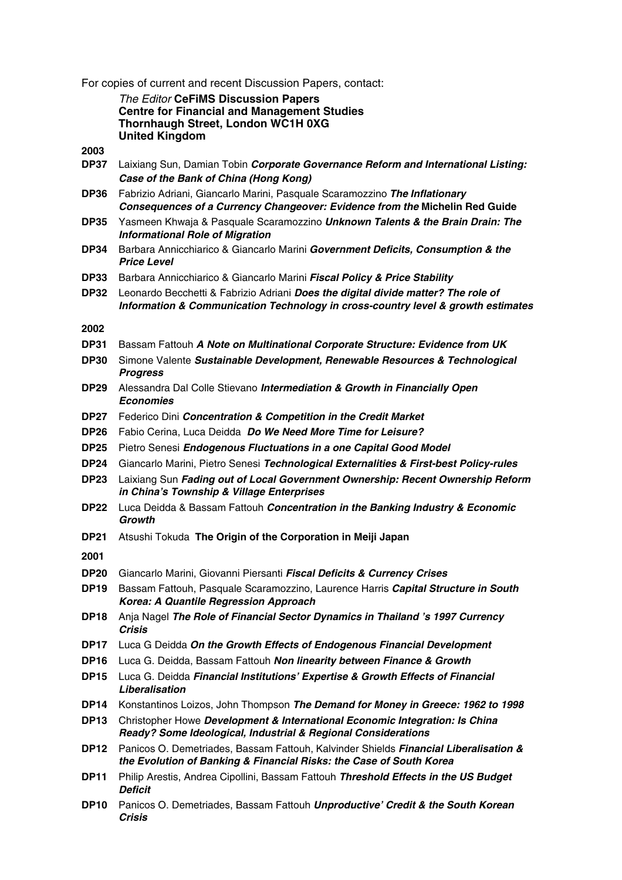For copies of current and recent Discussion Papers, contact:

*The Editor* **CeFiMS Discussion Papers**
**Centre for Financial and Management Studies**
**Thornhaugh Street, London WC1H 0XG**
**United Kingdom**

**2003**

**DP37** Laixiang Sun, Damian Tobin ***Corporate Governance Reform and International Listing: Case of the Bank of China (Hong Kong)***

**DP36** Fabrizio Adriani, Giancarlo Marini, Pasquale Scaramozzino ***The Inflationary Consequences of a Currency Changeover: Evidence from the*** **Michelin Red Guide**

**DP35** Yasmeen Khwaja & Pasquale Scaramozzino ***Unknown Talents & the Brain Drain: The Informational Role of Migration***

**DP34** Barbara Annicchiarico & Giancarlo Marini ***Government Deficits, Consumption & the Price Level***

**DP33** Barbara Annicchiarico & Giancarlo Marini ***Fiscal Policy & Price Stability***

**DP32** Leonardo Becchetti & Fabrizio Adriani ***Does the digital divide matter? The role of Information & Communication Technology in cross-country level & growth estimates***

**2002**

**DP31** Bassam Fattouh ***A Note on Multinational Corporate Structure: Evidence from UK***

**DP30** Simone Valente ***Sustainable Development, Renewable Resources & Technological Progress***

**DP29** Alessandra Dal Colle Stievano ***Intermediation & Growth in Financially Open Economies***

**DP27** Federico Dini ***Concentration & Competition in the Credit Market***

**DP26** Fabio Cerina, Luca Deidda ***Do We Need More Time for Leisure?***

**DP25** Pietro Senesi ***Endogenous Fluctuations in a one Capital Good Model***

**DP24** Giancarlo Marini, Pietro Senesi ***Technological Externalities & First-best Policy-rules***

**DP23** Laixiang Sun ***Fading out of Local Government Ownership: Recent Ownership Reform in China's Township & Village Enterprises***

**DP22** Luca Deidda & Bassam Fattouh ***Concentration in the Banking Industry & Economic Growth***

**DP21** Atsushi Tokuda **The Origin of the Corporation in Meiji Japan**

**2001**

**DP20** Giancarlo Marini, Giovanni Piersanti ***Fiscal Deficits & Currency Crises***

**DP19** Bassam Fattouh, Pasquale Scaramozzino, Laurence Harris ***Capital Structure in South Korea: A Quantile Regression Approach***

**DP18** Anja Nagel ***The Role of Financial Sector Dynamics in Thailand 's 1997 Currency Crisis***

**DP17** Luca G Deidda ***On the Growth Effects of Endogenous Financial Development***

**DP16** Luca G. Deidda, Bassam Fattouh ***Non linearity between Finance & Growth***

**DP15** Luca G. Deidda ***Financial Institutions' Expertise & Growth Effects of Financial Liberalisation***

**DP14** Konstantinos Loizos, John Thompson ***The Demand for Money in Greece: 1962 to 1998***

**DP13** Christopher Howe ***Development & International Economic Integration: Is China Ready? Some Ideological, Industrial & Regional Considerations***

**DP12** Panicos O. Demetriades, Bassam Fattouh, Kalvinder Shields ***Financial Liberalisation & the Evolution of Banking & Financial Risks: the Case of South Korea***

**DP11** Philip Arestis, Andrea Cipollini, Bassam Fattouh ***Threshold Effects in the US Budget Deficit***

**DP10** Panicos O. Demetriades, Bassam Fattouh ***Unproductive' Credit & the South Korean Crisis***